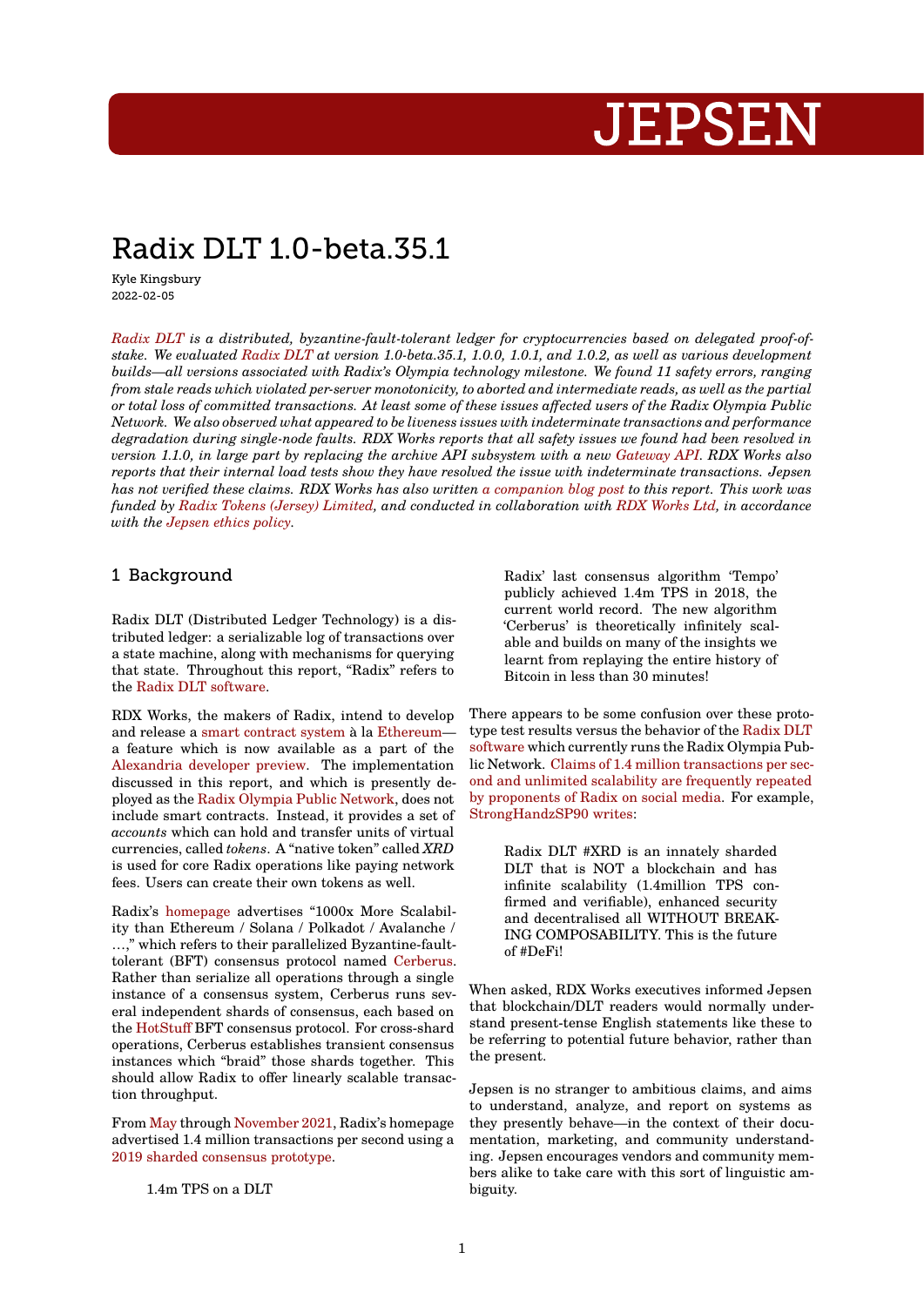# JEPSEN

# Radix DLT 1.0-beta.35.1

Kyle Kingsbury
2022-02-05

*Radix DLT is a distributed, byzantine-fault-tolerant ledger for cryptocurrencies based on delegated proof-of-stake. We evaluated Radix DLT at version 1.0-beta.35.1, 1.0.0, 1.0.1, and 1.0.2, as well as various development builds—all versions associated with Radix's Olympia technology milestone. We found 11 safety errors, ranging from stale reads which violated per-server monotonicity, to aborted and intermediate reads, as well as the partial or total loss of committed transactions. At least some of these issues affected users of the Radix Olympia Public Network. We also observed what appeared to be liveness issues with indeterminate transactions and performance degradation during single-node faults. RDX Works reports that all safety issues we found had been resolved in version 1.1.0, in large part by replacing the archive API subsystem with a new Gateway API. RDX Works also reports that their internal load tests show they have resolved the issue with indeterminate transactions. Jepsen has not verified these claims. RDX Works has also written a companion blog post to this report. This work was funded by Radix Tokens (Jersey) Limited, and conducted in collaboration with RDX Works Ltd, in accordance with the Jepsen ethics policy.*

## 1 Background

Radix DLT (Distributed Ledger Technology) is a distributed ledger: a serializable log of transactions over a state machine, along with mechanisms for querying that state. Throughout this report, "Radix" refers to the Radix DLT software.

RDX Works, the makers of Radix, intend to develop and release a smart contract system à la Ethereum—a feature which is now available as a part of the Alexandria developer preview. The implementation discussed in this report, and which is presently deployed as the Radix Olympia Public Network, does not include smart contracts. Instead, it provides a set of *accounts* which can hold and transfer units of virtual currencies, called *tokens*. A "native token" called *XRD* is used for core Radix operations like paying network fees. Users can create their own tokens as well.

Radix's homepage advertises "1000x More Scalability than Ethereum / Solana / Polkadot / Avalanche / …," which refers to their parallelized Byzantine-fault-tolerant (BFT) consensus protocol named Cerberus. Rather than serialize all operations through a single instance of a consensus system, Cerberus runs several independent shards of consensus, each based on the HotStuff BFT consensus protocol. For cross-shard operations, Cerberus establishes transient consensus instances which "braid" those shards together. This should allow Radix to offer linearly scalable transaction throughput.

From May through November 2021, Radix's homepage advertised 1.4 million transactions per second using a 2019 sharded consensus prototype.

> 1.4m TPS on a DLT
>
> Radix' last consensus algorithm 'Tempo' publicly achieved 1.4m TPS in 2018, the current world record. The new algorithm 'Cerberus' is theoretically infinitely scalable and builds on many of the insights we learnt from replaying the entire history of Bitcoin in less than 30 minutes!

There appears to be some confusion over these prototype test results versus the behavior of the Radix DLT software which currently runs the Radix Olympia Public Network. Claims of 1.4 million transactions per second and unlimited scalability are frequently repeated by proponents of Radix on social media. For example, StrongHandzSP90 writes:

> Radix DLT #XRD is an innately sharded DLT that is NOT a blockchain and has infinite scalability (1.4million TPS confirmed and verifiable), enhanced security and decentralised all WITHOUT BREAKING COMPOSABILITY. This is the future of #DeFi!

When asked, RDX Works executives informed Jepsen that blockchain/DLT readers would normally understand present-tense English statements like these to be referring to potential future behavior, rather than the present.

Jepsen is no stranger to ambitious claims, and aims to understand, analyze, and report on systems as they presently behave—in the context of their documentation, marketing, and community understanding. Jepsen encourages vendors and community members alike to take care with this sort of linguistic ambiguity.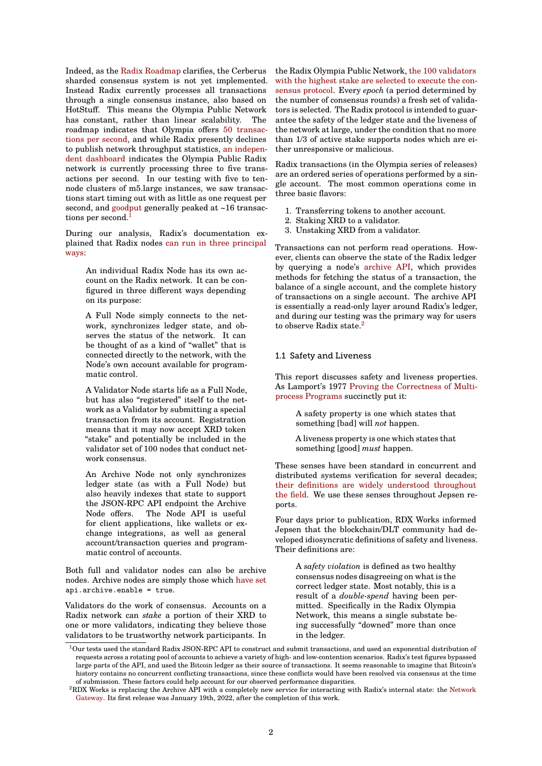Indeed, as the Radix Roadmap clarifies, the Cerberus sharded consensus system is not yet implemented. Instead Radix currently processes all transactions through a single consensus instance, also based on HotStuff. This means the Olympia Public Network has constant, rather than linear scalability. The roadmap indicates that Olympia offers 50 transactions per second, and while Radix presently declines to publish network throughput statistics, an independent dashboard indicates the Olympia Public Radix network is currently processing three to five transactions per second. In our testing with five to ten-node clusters of m5.large instances, we saw transactions start timing out with as little as one request per second, and goodput generally peaked at ~16 transactions per second.[1]

During our analysis, Radix's documentation explained that Radix nodes can run in three principal ways:

> An individual Radix Node has its own account on the Radix network. It can be configured in three different ways depending on its purpose:
>
> A Full Node simply connects to the network, synchronizes ledger state, and observes the status of the network. It can be thought of as a kind of "wallet" that is connected directly to the network, with the Node's own account available for programmatic control.
>
> A Validator Node starts life as a Full Node, but has also "registered" itself to the network as a Validator by submitting a special transaction from its account. Registration means that it may now accept XRD token "stake" and potentially be included in the validator set of 100 nodes that conduct network consensus.
>
> An Archive Node not only synchronizes ledger state (as with a Full Node) but also heavily indexes that state to support the JSON-RPC API endpoint the Archive Node offers. The Node API is useful for client applications, like wallets or exchange integrations, as well as general account/transaction queries and programmatic control of accounts.

Both full and validator nodes can also be archive nodes. Archive nodes are simply those which have set `api.archive.enable = true`.

Validators do the work of consensus. Accounts on a Radix network can *stake* a portion of their XRD to one or more validators, indicating they believe those validators to be trustworthy network participants. In the Radix Olympia Public Network, the 100 validators with the highest stake are selected to execute the consensus protocol. Every *epoch* (a period determined by the number of consensus rounds) a fresh set of validators is selected. The Radix protocol is intended to guarantee the safety of the ledger state and the liveness of the network at large, under the condition that no more than 1/3 of active stake supports nodes which are either unresponsive or malicious.

Radix transactions (in the Olympia series of releases) are an ordered series of operations performed by a single account. The most common operations come in three basic flavors:

1. Transferring tokens to another account.
2. Staking XRD to a validator.
3. Unstaking XRD from a validator.

Transactions can not perform read operations. However, clients can observe the state of the Radix ledger by querying a node's archive API, which provides methods for fetching the status of a transaction, the balance of a single account, and the complete history of transactions on a single account. The archive API is essentially a read-only layer around Radix's ledger, and during our testing was the primary way for users to observe Radix state.[2]

### 1.1 Safety and Liveness

This report discusses safety and liveness properties. As Lamport's 1977 Proving the Correctness of Multiprocess Programs succinctly put it:

> A safety property is one which states that something [bad] will *not* happen.
>
> A liveness property is one which states that something [good] *must* happen.

These senses have been standard in concurrent and distributed systems verification for several decades; their definitions are widely understood throughout the field. We use these senses throughout Jepsen reports.

Four days prior to publication, RDX Works informed Jepsen that the blockchain/DLT community had developed idiosyncratic definitions of safety and liveness. Their definitions are:

> A *safety violation* is defined as two healthy consensus nodes disagreeing on what is the correct ledger state. Most notably, this is a result of a *double-spend* having been permitted. Specifically in the Radix Olympia Network, this means a single substate being successfully "downed" more than once in the ledger.

---

[1] Our tests used the standard Radix JSON-RPC API to construct and submit transactions, and used an exponential distribution of requests across a rotating pool of accounts to achieve a variety of high- and low-contention scenarios. Radix's test figures bypassed large parts of the API, and used the Bitcoin ledger as their source of transactions. It seems reasonable to imagine that Bitcoin's history contains no concurrent conflicting transactions, since these conflicts would have been resolved via consensus at the time of submission. These factors could help account for our observed performance disparities.

[2] RDX Works is replacing the Archive API with a completely new service for interacting with Radix's internal state: the Network Gateway. Its first release was January 19th, 2022, after the completion of this work.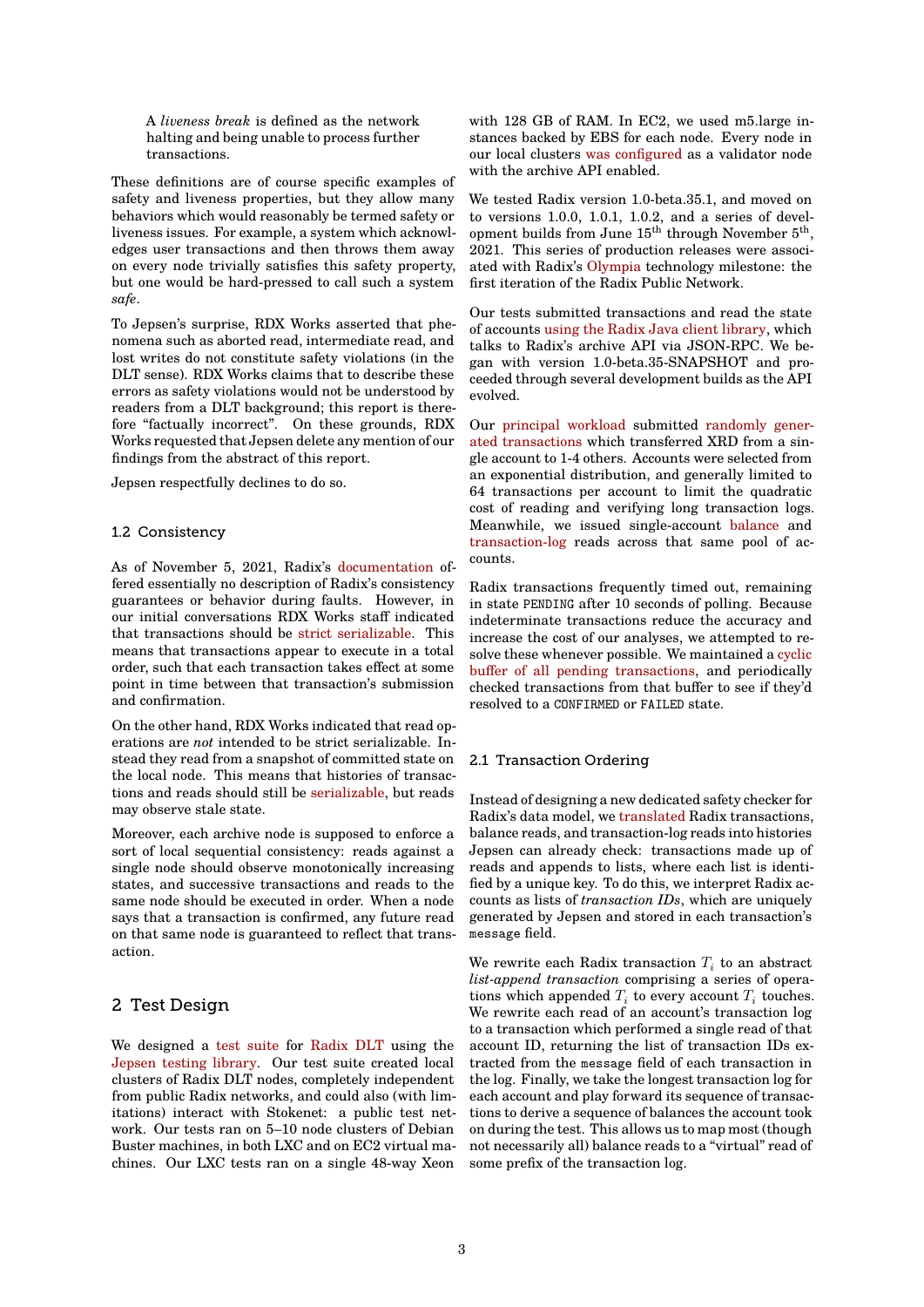> A *liveness break* is defined as the network halting and being unable to process further transactions.

These definitions are of course specific examples of safety and liveness properties, but they allow many behaviors which would reasonably be termed safety or liveness issues. For example, a system which acknowledges user transactions and then throws them away on every node trivially satisfies this safety property, but one would be hard-pressed to call such a system *safe*.

To Jepsen's surprise, RDX Works asserted that phenomena such as aborted read, intermediate read, and lost writes do not constitute safety violations (in the DLT sense). RDX Works claims that to describe these errors as safety violations would not be understood by readers from a DLT background; this report is therefore "factually incorrect". On these grounds, RDX Works requested that Jepsen delete any mention of our findings from the abstract of this report.

Jepsen respectfully declines to do so.

### 1.2 Consistency

As of November 5, 2021, Radix's documentation offered essentially no description of Radix's consistency guarantees or behavior during faults. However, in our initial conversations RDX Works staff indicated that transactions should be strict serializable. This means that transactions appear to execute in a total order, such that each transaction takes effect at some point in time between that transaction's submission and confirmation.

On the other hand, RDX Works indicated that read operations are *not* intended to be strict serializable. Instead they read from a snapshot of committed state on the local node. This means that histories of transactions and reads should still be serializable, but reads may observe stale state.

Moreover, each archive node is supposed to enforce a sort of local sequential consistency: reads against a single node should observe monotonically increasing states, and successive transactions and reads to the same node should be executed in order. When a node says that a transaction is confirmed, any future read on that same node is guaranteed to reflect that transaction.

## 2 Test Design

We designed a test suite for Radix DLT using the Jepsen testing library. Our test suite created local clusters of Radix DLT nodes, completely independent from public Radix networks, and could also (with limitations) interact with Stokenet: a public test network. Our tests ran on 5–10 node clusters of Debian Buster machines, in both LXC and on EC2 virtual machines. Our LXC tests ran on a single 48-way Xeon with 128 GB of RAM. In EC2, we used m5.large instances backed by EBS for each node. Every node in our local clusters was configured as a validator node with the archive API enabled.

We tested Radix version 1.0-beta.35.1, and moved on to versions 1.0.0, 1.0.1, 1.0.2, and a series of development builds from June 15th through November 5th, 2021. This series of production releases were associated with Radix's Olympia technology milestone: the first iteration of the Radix Public Network.

Our tests submitted transactions and read the state of accounts using the Radix Java client library, which talks to Radix's archive API via JSON-RPC. We began with version 1.0-beta.35-SNAPSHOT and proceeded through several development builds as the API evolved.

Our principal workload submitted randomly generated transactions which transferred XRD from a single account to 1-4 others. Accounts were selected from an exponential distribution, and generally limited to 64 transactions per account to limit the quadratic cost of reading and verifying long transaction logs. Meanwhile, we issued single-account balance and transaction-log reads across that same pool of accounts.

Radix transactions frequently timed out, remaining in state `PENDING` after 10 seconds of polling. Because indeterminate transactions reduce the accuracy and increase the cost of our analyses, we attempted to resolve these whenever possible. We maintained a cyclic buffer of all pending transactions, and periodically checked transactions from that buffer to see if they'd resolved to a `CONFIRMED` or `FAILED` state.

### 2.1 Transaction Ordering

Instead of designing a new dedicated safety checker for Radix's data model, we translated Radix transactions, balance reads, and transaction-log reads into histories Jepsen can already check: transactions made up of reads and appends to lists, where each list is identified by a unique key. To do this, we interpret Radix accounts as lists of *transaction IDs*, which are uniquely generated by Jepsen and stored in each transaction's `message` field.

We rewrite each Radix transaction $T_i$ to an abstract *list-append transaction* comprising a series of operations which appended $T_i$ to every account $T_i$ touches. We rewrite each read of an account's transaction log to a transaction which performed a single read of that account ID, returning the list of transaction IDs extracted from the `message` field of each transaction in the log. Finally, we take the longest transaction log for each account and play forward its sequence of transactions to derive a sequence of balances the account took on during the test. This allows us to map most (though not necessarily all) balance reads to a "virtual" read of some prefix of the transaction log.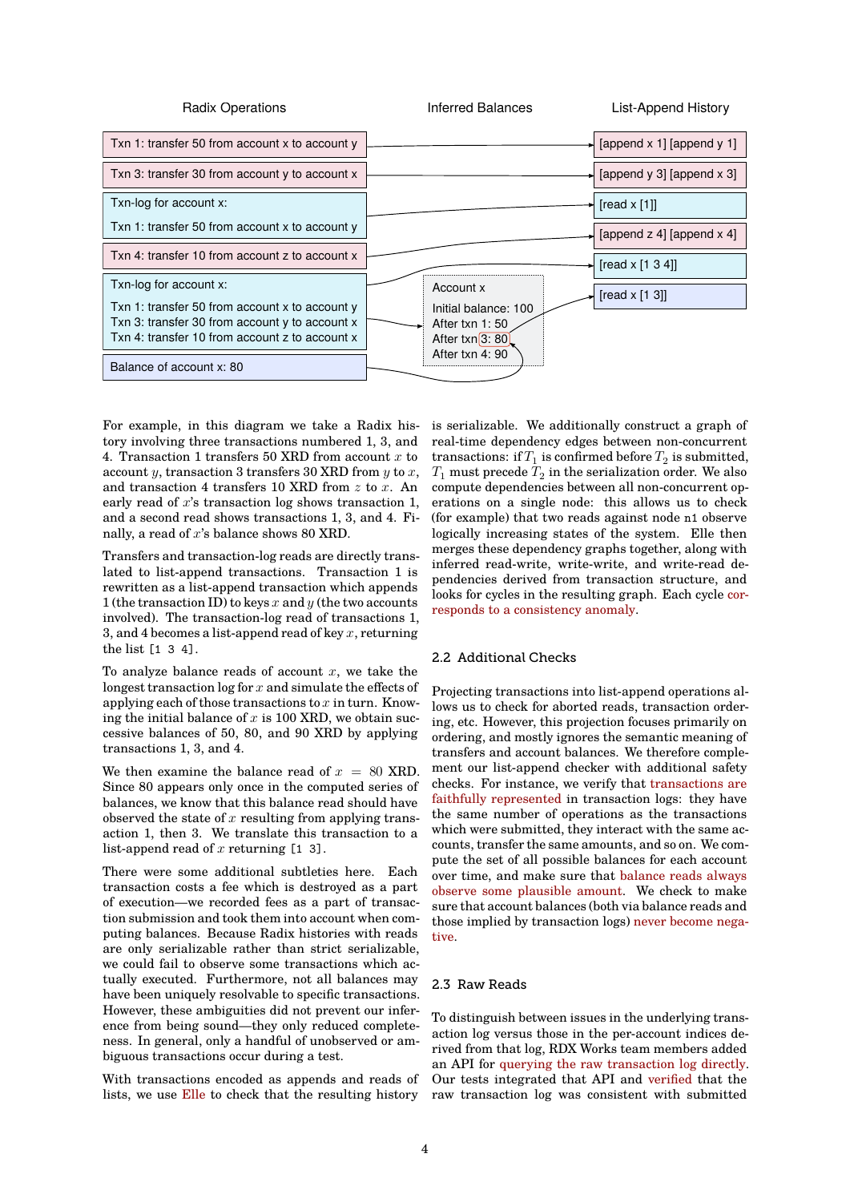Radix Operations | Inferred Balances | List-Append History

- Txn 1: transfer 50 from account x to account y → [append x 1] [append y 1]
- Txn 3: transfer 30 from account y to account x → [append y 3] [append x 3]
- Txn-log for account x: Txn 1: transfer 50 from account x to account y → [read x [1]]
- Txn 4: transfer 10 from account z to account x → [append z 4] [append x 4]
- Txn-log for account x: Txn 1: transfer 50 from account x to account y; Txn 3: transfer 30 from account y to account x; Txn 4: transfer 10 from account z to account x → [read x [1 3 4]]
- Balance of account x: 80 → [read x [1 3]]

Account x
Initial balance: 100
After txn 1: 50
After txn 3: 80
After txn 4: 90

For example, in this diagram we take a Radix history involving three transactions numbered 1, 3, and 4. Transaction 1 transfers 50 XRD from account $x$ to account $y$, transaction 3 transfers 30 XRD from $y$ to $x$, and transaction 4 transfers 10 XRD from $z$ to $x$. An early read of $x$'s transaction log shows transaction 1, and a second read shows transactions 1, 3, and 4. Finally, a read of $x$'s balance shows 80 XRD.

Transfers and transaction-log reads are directly translated to list-append transactions. Transaction 1 is rewritten as a list-append transaction which appends 1 (the transaction ID) to keys $x$ and $y$ (the two accounts involved). The transaction-log read of transactions 1, 3, and 4 becomes a list-append read of key $x$, returning the list `[1 3 4]`.

To analyze balance reads of account $x$, we take the longest transaction log for $x$ and simulate the effects of applying each of those transactions to $x$ in turn. Knowing the initial balance of $x$ is 100 XRD, we obtain successive balances of 50, 80, and 90 XRD by applying transactions 1, 3, and 4.

We then examine the balance read of $x = 80$ XRD. Since 80 appears only once in the computed series of balances, we know that this balance read should have observed the state of $x$ resulting from applying transaction 1, then 3. We translate this transaction to a list-append read of $x$ returning `[1 3]`.

There were some additional subtleties here. Each transaction costs a fee which is destroyed as a part of execution—we recorded fees as a part of transaction submission and took them into account when computing balances. Because Radix histories with reads are only serializable rather than strict serializable, we could fail to observe some transactions which actually executed. Furthermore, not all balances may have been uniquely resolvable to specific transactions. However, these ambiguities did not prevent our inference from being sound—they only reduced completeness. In general, only a handful of unobserved or ambiguous transactions occur during a test.

With transactions encoded as appends and reads of lists, we use Elle to check that the resulting history is serializable. We additionally construct a graph of real-time dependency edges between non-concurrent transactions: if $T_1$ is confirmed before $T_2$ is submitted, $T_1$ must precede $T_2$ in the serialization order. We also compute dependencies between all non-concurrent operations on a single node: this allows us to check (for example) that two reads against node `n1` observe logically increasing states of the system. Elle then merges these dependency graphs together, along with inferred read-write, write-write, and write-read dependencies derived from transaction structure, and looks for cycles in the resulting graph. Each cycle corresponds to a consistency anomaly.

## 2.2 Additional Checks

Projecting transactions into list-append operations allows us to check for aborted reads, transaction ordering, etc. However, this projection focuses primarily on ordering, and mostly ignores the semantic meaning of transfers and account balances. We therefore complement our list-append checker with additional safety checks. For instance, we verify that transactions are faithfully represented in transaction logs: they have the same number of operations as the transactions which were submitted, they interact with the same accounts, transfer the same amounts, and so on. We compute the set of all possible balances for each account over time, and make sure that balance reads always observe some plausible amount. We check to make sure that account balances (both via balance reads and those implied by transaction logs) never become negative.

## 2.3 Raw Reads

To distinguish between issues in the underlying transaction log versus those in the per-account indices derived from that log, RDX Works team members added an API for querying the raw transaction log directly. Our tests integrated that API and verified that the raw transaction log was consistent with submitted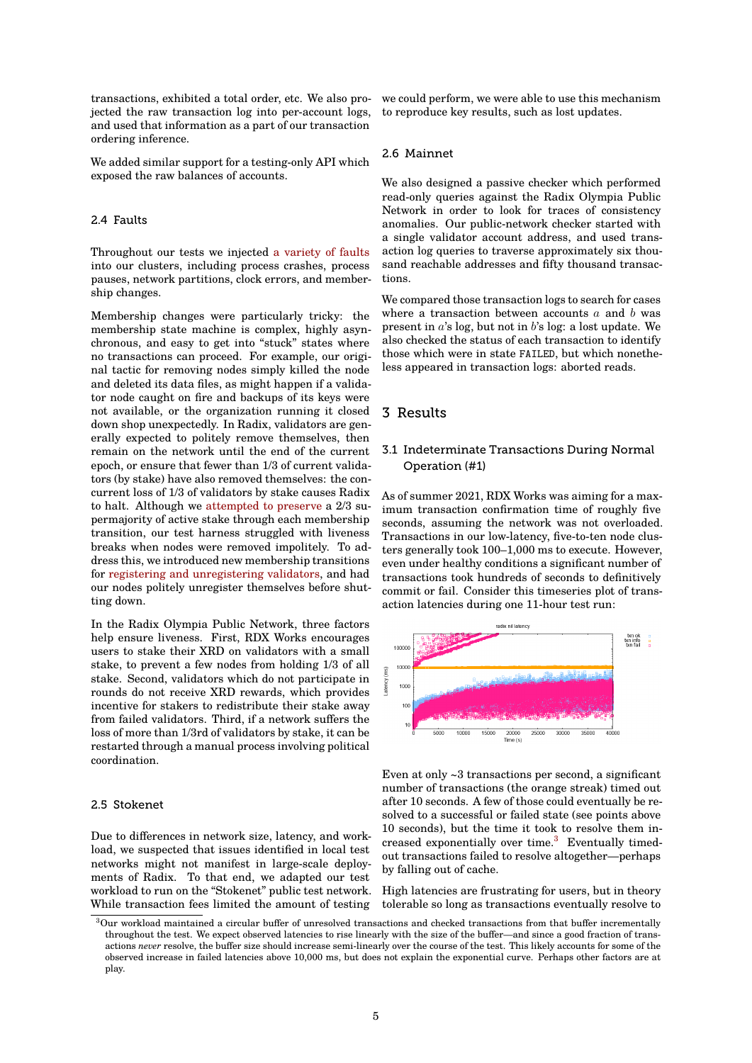transactions, exhibited a total order, etc. We also projected the raw transaction log into per-account logs, and used that information as a part of our transaction ordering inference.

We added similar support for a testing-only API which exposed the raw balances of accounts.

### 2.4 Faults

Throughout our tests we injected a variety of faults into our clusters, including process crashes, process pauses, network partitions, clock errors, and membership changes.

Membership changes were particularly tricky: the membership state machine is complex, highly asynchronous, and easy to get into "stuck" states where no transactions can proceed. For example, our original tactic for removing nodes simply killed the node and deleted its data files, as might happen if a validator node caught on fire and backups of its keys were not available, or the organization running it closed down shop unexpectedly. In Radix, validators are generally expected to politely remove themselves, then remain on the network until the end of the current epoch, or ensure that fewer than 1/3 of current validators (by stake) have also removed themselves: the concurrent loss of 1/3 of validators by stake causes Radix to halt. Although we attempted to preserve a 2/3 supermajority of active stake through each membership transition, our test harness struggled with liveness breaks when nodes were removed impolitely. To address this, we introduced new membership transitions for registering and unregistering validators, and had our nodes politely unregister themselves before shutting down.

In the Radix Olympia Public Network, three factors help ensure liveness. First, RDX Works encourages users to stake their XRD on validators with a small stake, to prevent a few nodes from holding 1/3 of all stake. Second, validators which do not participate in rounds do not receive XRD rewards, which provides incentive for stakers to redistribute their stake away from failed validators. Third, if a network suffers the loss of more than 1/3rd of validators by stake, it can be restarted through a manual process involving political coordination.

### 2.5 Stokenet

Due to differences in network size, latency, and workload, we suspected that issues identified in local test networks might not manifest in large-scale deployments of Radix. To that end, we adapted our test workload to run on the "Stokenet" public test network. While transaction fees limited the amount of testing we could perform, we were able to use this mechanism to reproduce key results, such as lost updates.

### 2.6 Mainnet

We also designed a passive checker which performed read-only queries against the Radix Olympia Public Network in order to look for traces of consistency anomalies. Our public-network checker started with a single validator account address, and used transaction log queries to traverse approximately six thousand reachable addresses and fifty thousand transactions.

We compared those transaction logs to search for cases where a transaction between accounts $a$ and $b$ was present in $a$'s log, but not in $b$'s log: a lost update. We also checked the status of each transaction to identify those which were in state `FAILED`, but which nonetheless appeared in transaction logs: aborted reads.

## 3 Results

### 3.1 Indeterminate Transactions During Normal Operation (#1)

As of summer 2021, RDX Works was aiming for a maximum transaction confirmation time of roughly five seconds, assuming the network was not overloaded. Transactions in our low-latency, five-to-ten node clusters generally took 100–1,000 ms to execute. However, even under healthy conditions a significant number of transactions took hundreds of seconds to definitively commit or fail. Consider this timeseries plot of transaction latencies during one 11-hour test run:

Even at only ~3 transactions per second, a significant number of transactions (the orange streak) timed out after 10 seconds. A few of those could eventually be resolved to a successful or failed state (see points above 10 seconds), but the time it took to resolve them increased exponentially over time.[3] Eventually timed-out transactions failed to resolve altogether—perhaps by falling out of cache.

High latencies are frustrating for users, but in theory tolerable so long as transactions eventually resolve to

[3] Our workload maintained a circular buffer of unresolved transactions and checked transactions from that buffer incrementally throughout the test. We expect observed latencies to rise linearly with the size of the buffer—and since a good fraction of transactions *never* resolve, the buffer size should increase semi-linearly over the course of the test. This likely accounts for some of the observed increase in failed latencies above 10,000 ms, but does not explain the exponential curve. Perhaps other factors are at play.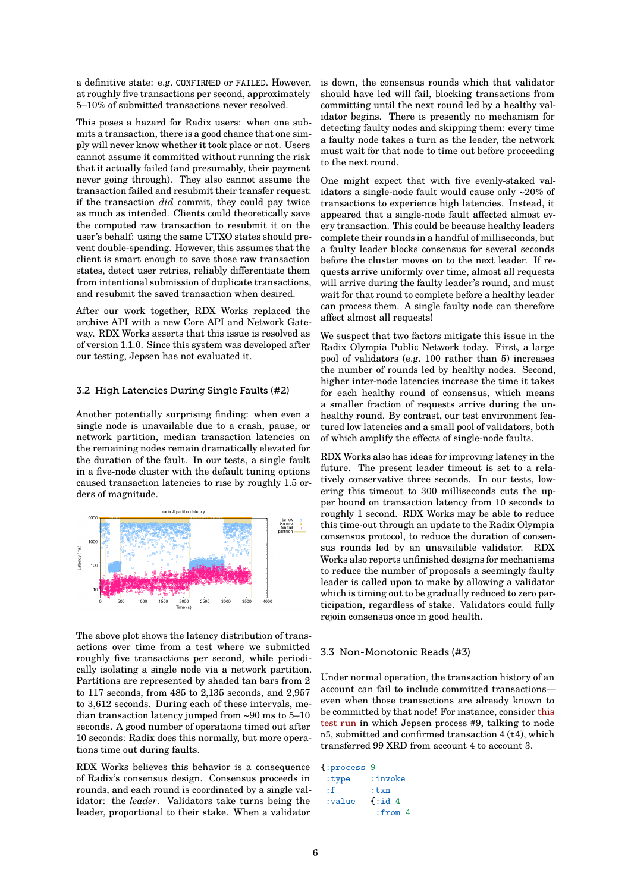a definitive state: e.g. CONFIRMED or FAILED. However, at roughly five transactions per second, approximately 5–10% of submitted transactions never resolved.

This poses a hazard for Radix users: when one submits a transaction, there is a good chance that one simply will never know whether it took place or not. Users cannot assume it committed without running the risk that it actually failed (and presumably, their payment never going through). They also cannot assume the transaction failed and resubmit their transfer request: if the transaction *did* commit, they could pay twice as much as intended. Clients could theoretically save the computed raw transaction to resubmit it on the user's behalf: using the same UTXO states should prevent double-spending. However, this assumes that the client is smart enough to save those raw transaction states, detect user retries, reliably differentiate them from intentional submission of duplicate transactions, and resubmit the saved transaction when desired.

After our work together, RDX Works replaced the archive API with a new Core API and Network Gateway. RDX Works asserts that this issue is resolved as of version 1.1.0. Since this system was developed after our testing, Jepsen has not evaluated it.

### 3.2 High Latencies During Single Faults (#2)

Another potentially surprising finding: when even a single node is unavailable due to a crash, pause, or network partition, median transaction latencies on the remaining nodes remain dramatically elevated for the duration of the fault. In our tests, a single fault in a five-node cluster with the default tuning options caused transaction latencies to rise by roughly 1.5 orders of magnitude.

The above plot shows the latency distribution of transactions over time from a test where we submitted roughly five transactions per second, while periodically isolating a single node via a network partition. Partitions are represented by shaded tan bars from 2 to 117 seconds, from 485 to 2,135 seconds, and 2,957 to 3,612 seconds. During each of these intervals, median transaction latency jumped from ~90 ms to 5–10 seconds. A good number of operations timed out after 10 seconds: Radix does this normally, but more operations time out during faults.

RDX Works believes this behavior is a consequence of Radix's consensus design. Consensus proceeds in rounds, and each round is coordinated by a single validator: the *leader*. Validators take turns being the leader, proportional to their stake. When a validator is down, the consensus rounds which that validator should have led will fail, blocking transactions from committing until the next round led by a healthy validator begins. There is presently no mechanism for detecting faulty nodes and skipping them: every time a faulty node takes a turn as the leader, the network must wait for that node to time out before proceeding to the next round.

One might expect that with five evenly-staked validators a single-node fault would cause only ~20% of transactions to experience high latencies. Instead, it appeared that a single-node fault affected almost every transaction. This could be because healthy leaders complete their rounds in a handful of milliseconds, but a faulty leader blocks consensus for several seconds before the cluster moves on to the next leader. If requests arrive uniformly over time, almost all requests will arrive during the faulty leader's round, and must wait for that round to complete before a healthy leader can process them. A single faulty node can therefore affect almost all requests!

We suspect that two factors mitigate this issue in the Radix Olympia Public Network today. First, a large pool of validators (e.g. 100 rather than 5) increases the number of rounds led by healthy nodes. Second, higher inter-node latencies increase the time it takes for each healthy round of consensus, which means a smaller fraction of requests arrive during the unhealthy round. By contrast, our test environment featured low latencies and a small pool of validators, both of which amplify the effects of single-node faults.

RDX Works also has ideas for improving latency in the future. The present leader timeout is set to a relatively conservative three seconds. In our tests, lowering this timeout to 300 milliseconds cuts the upper bound on transaction latency from 10 seconds to roughly 1 second. RDX Works may be able to reduce this time-out through an update to the Radix Olympia consensus protocol, to reduce the duration of consensus rounds led by an unavailable validator. RDX Works also reports unfinished designs for mechanisms to reduce the number of proposals a seemingly faulty leader is called upon to make by allowing a validator which is timing out to be gradually reduced to zero participation, regardless of stake. Validators could fully rejoin consensus once in good health.

### 3.3 Non-Monotonic Reads (#3)

Under normal operation, the transaction history of an account can fail to include committed transactions—even when those transactions are already known to be committed by that node! For instance, consider this test run in which Jepsen process #9, talking to node n5, submitted and confirmed transaction 4 (t4), which transferred 99 XRD from account 4 to account 3.

```
{:process 9
 :type    :invoke
 :f       :txn
 :value   {:id 4
           :from 4
```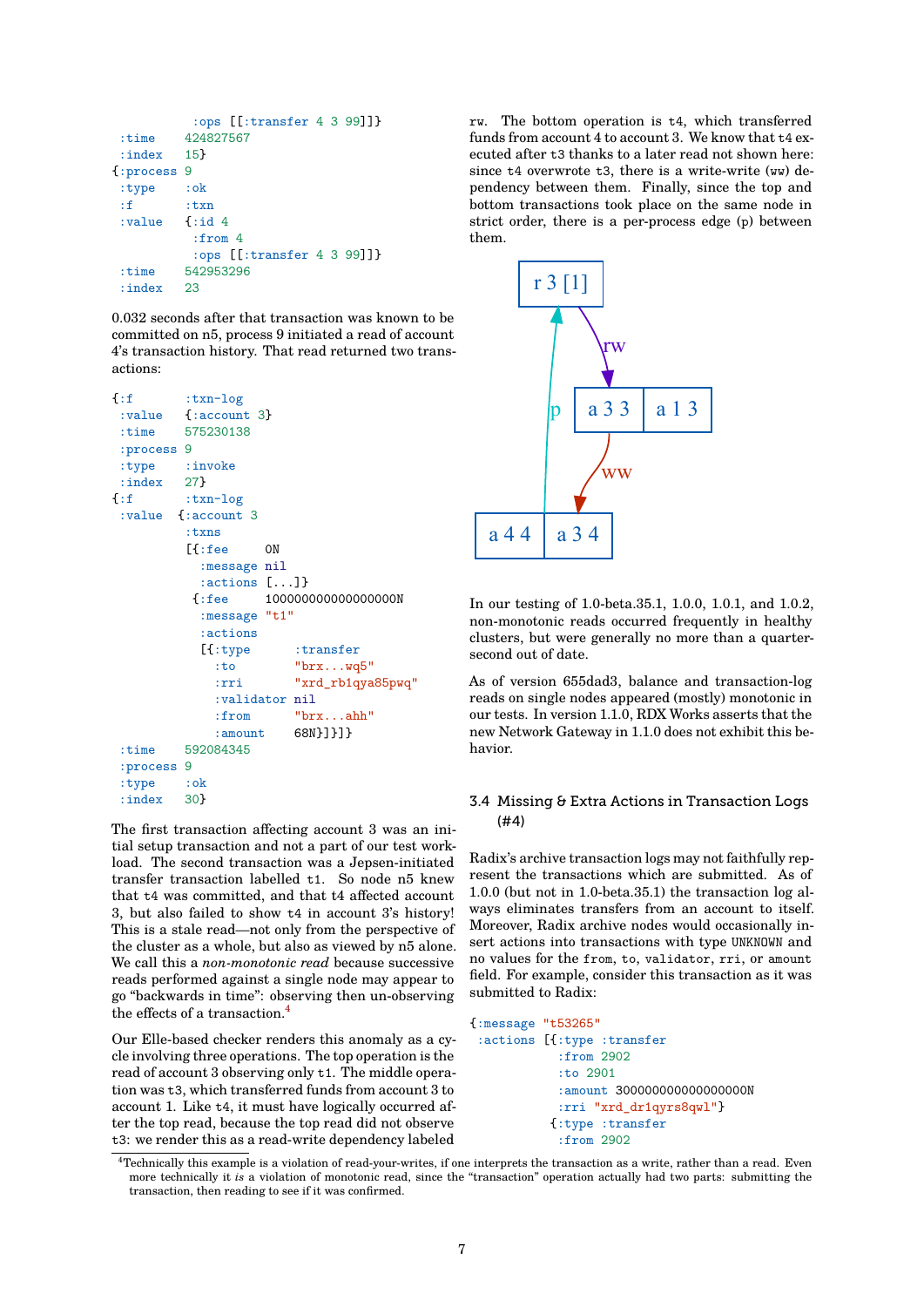```
          :ops [[:transfer 4 3 99]]}
 :time    424827567
 :index   15}
{:process 9
 :type    :ok
 :f       :txn
 :value   {:id 4
           :from 4
           :ops [[:transfer 4 3 99]]}
 :time    542953296
 :index   23
```

0.032 seconds after that transaction was known to be committed on n5, process 9 initiated a read of account 4's transaction history. That read returned two transactions:

```
{:f       :txn-log
 :value   {:account 3}
 :time    575230138
 :process 9
 :type    :invoke
 :index   27}
{:f       :txn-log
 :value  {:account 3
          :txns
          [{:fee     0N
            :message nil
            :actions [...]}
           {:fee     100000000000000000N
            :message "t1"
            :actions
            [{:type      :transfer
              :to        "brx...wq5"
              :rri       "xrd_rb1qya85pwq"
              :validator nil
              :from      "brx...ahh"
              :amount    68N}]}]}
 :time    592084345
 :process 9
 :type    :ok
 :index   30}
```

The first transaction affecting account 3 was an initial setup transaction and not a part of our test workload. The second transaction was a Jepsen-initiated transfer transaction labelled t1. So node n5 knew that t4 was committed, and that t4 affected account 3, but also failed to show t4 in account 3's history! This is a stale read—not only from the perspective of the cluster as a whole, but also as viewed by n5 alone. We call this a *non-monotonic read* because successive reads performed against a single node may appear to go "backwards in time": observing then un-observing the effects of a transaction.[4]

Our Elle-based checker renders this anomaly as a cycle involving three operations. The top operation is the read of account 3 observing only t1. The middle operation was t3, which transferred funds from account 3 to account 1. Like t4, it must have logically occurred after the top read, because the top read did not observe t3: we render this as a read-write dependency labeled rw. The bottom operation is t4, which transferred funds from account 4 to account 3. We know that t4 executed after t3 thanks to a later read not shown here: since t4 overwrote t3, there is a write-write (ww) dependency between them. Finally, since the top and bottom transactions took place on the same node in strict order, there is a per-process edge (p) between them.

```
r 3 [1]  --rw-->  [a 3 3 | a 1 3]  --ww-->  [a 4 4 | a 3 4]  --p-->  r 3 [1]
```

In our testing of 1.0-beta.35.1, 1.0.0, 1.0.1, and 1.0.2, non-monotonic reads occurred frequently in healthy clusters, but were generally no more than a quarter-second out of date.

As of version 655dad3, balance and transaction-log reads on single nodes appeared (mostly) monotonic in our tests. In version 1.1.0, RDX Works asserts that the new Network Gateway in 1.1.0 does not exhibit this behavior.

### 3.4 Missing & Extra Actions in Transaction Logs (#4)

Radix's archive transaction logs may not faithfully represent the transactions which are submitted. As of 1.0.0 (but not in 1.0-beta.35.1) the transaction log always eliminates transfers from an account to itself. Moreover, Radix archive nodes would occasionally insert actions into transactions with type UNKNOWN and no values for the from, to, validator, rri, or amount field. For example, consider this transaction as it was submitted to Radix:

```
{:message "t53265"
 :actions [{:type :transfer
            :from 2902
            :to 2901
            :amount 300000000000000000N
            :rri "xrd_dr1qyrs8qwl"}
           {:type :transfer
            :from 2902
```

[4] Technically this example is a violation of read-your-writes, if one interprets the transaction as a write, rather than a read. Even more technically it *is* a violation of monotonic read, since the "transaction" operation actually had two parts: submitting the transaction, then reading to see if it was confirmed.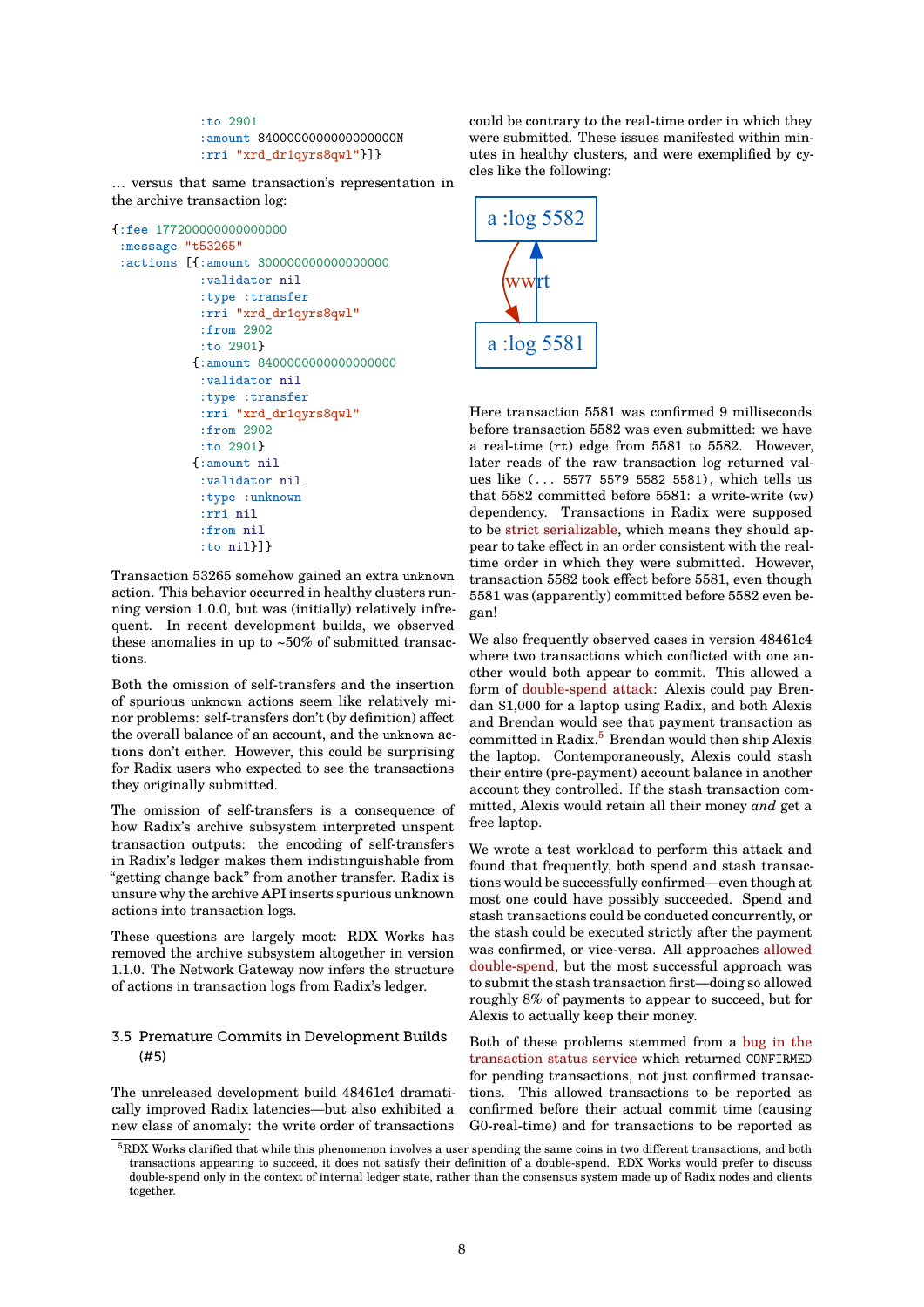```
            :to 2901
            :amount 8400000000000000000N
            :rri "xrd_dr1qyrs8qwl"}]}
```

… versus that same transaction's representation in the archive transaction log:

```
{:fee 177200000000000000
 :message "t53265"
 :actions [{:amount 300000000000000000
            :validator nil
            :type :transfer
            :rri "xrd_dr1qyrs8qwl"
            :from 2902
            :to 2901}
           {:amount 8400000000000000000
            :validator nil
            :type :transfer
            :rri "xrd_dr1qyrs8qwl"
            :from 2902
            :to 2901}
           {:amount nil
            :validator nil
            :type :unknown
            :rri nil
            :from nil
            :to nil}]}
```

Transaction 53265 somehow gained an extra `unknown` action. This behavior occurred in healthy clusters running version 1.0.0, but was (initially) relatively infrequent. In recent development builds, we observed these anomalies in up to ~50% of submitted transactions.

Both the omission of self-transfers and the insertion of spurious `unknown` actions seem like relatively minor problems: self-transfers don't (by definition) affect the overall balance of an account, and the `unknown` actions don't either. However, this could be surprising for Radix users who expected to see the transactions they originally submitted.

The omission of self-transfers is a consequence of how Radix's archive subsystem interpreted unspent transaction outputs: the encoding of self-transfers in Radix's ledger makes them indistinguishable from "getting change back" from another transfer. Radix is unsure why the archive API inserts spurious unknown actions into transaction logs.

These questions are largely moot: RDX Works has removed the archive subsystem altogether in version 1.1.0. The Network Gateway now infers the structure of actions in transaction logs from Radix's ledger.

### 3.5 Premature Commits in Development Builds (#5)

The unreleased development build 48461c4 dramatically improved Radix latencies—but also exhibited a new class of anomaly: the write order of transactions could be contrary to the real-time order in which they were submitted. These issues manifested within minutes in healthy clusters, and were exemplified by cycles like the following:

a :log 5582

ww rt

a :log 5581

Here transaction 5581 was confirmed 9 milliseconds before transaction 5582 was even submitted: we have a real-time (`rt`) edge from 5581 to 5582. However, later reads of the raw transaction log returned values like `(... 5577 5579 5582 5581)`, which tells us that 5582 committed before 5581: a write-write (`ww`) dependency. Transactions in Radix were supposed to be strict serializable, which means they should appear to take effect in an order consistent with the real-time order in which they were submitted. However, transaction 5582 took effect before 5581, even though 5581 was (apparently) committed before 5582 even began!

We also frequently observed cases in version 48461c4 where two transactions which conflicted with one another would both appear to commit. This allowed a form of double-spend attack: Alexis could pay Brendan $1,000 for a laptop using Radix, and both Alexis and Brendan would see that payment transaction as committed in Radix.[5] Brendan would then ship Alexis the laptop. Contemporaneously, Alexis could stash their entire (pre-payment) account balance in another account they controlled. If the stash transaction committed, Alexis would retain all their money *and* get a free laptop.

We wrote a test workload to perform this attack and found that frequently, both spend and stash transactions would be successfully confirmed—even though at most one could have possibly succeeded. Spend and stash transactions could be conducted concurrently, or the stash could be executed strictly after the payment was confirmed, or vice-versa. All approaches allowed double-spend, but the most successful approach was to submit the stash transaction first—doing so allowed roughly 8% of payments to appear to succeed, but for Alexis to actually keep their money.

Both of these problems stemmed from a bug in the transaction status service which returned `CONFIRMED` for pending transactions, not just confirmed transactions. This allowed transactions to be reported as confirmed before their actual commit time (causing G0-real-time) and for transactions to be reported as

[5] RDX Works clarified that while this phenomenon involves a user spending the same coins in two different transactions, and both transactions appearing to succeed, it does not satisfy their definition of a double-spend. RDX Works would prefer to discuss double-spend only in the context of internal ledger state, rather than the consensus system made up of Radix nodes and clients together.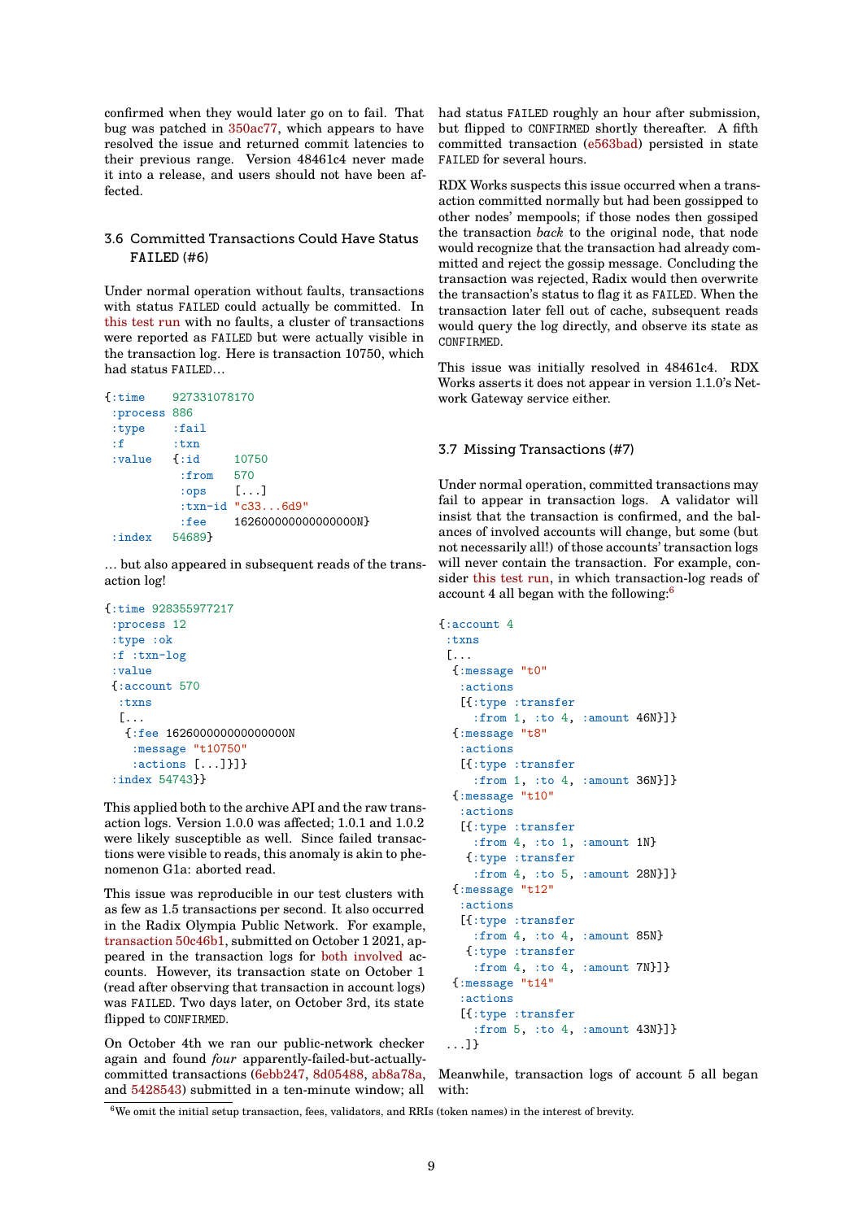confirmed when they would later go on to fail. That bug was patched in 350ac77, which appears to have resolved the issue and returned commit latencies to their previous range. Version 48461c4 never made it into a release, and users should not have been affected.

### 3.6 Committed Transactions Could Have Status FAILED (#6)

Under normal operation without faults, transactions with status FAILED could actually be committed. In this test run with no faults, a cluster of transactions were reported as FAILED but were actually visible in the transaction log. Here is transaction 10750, which had status FAILED…

```
{:time    927331078170
 :process 886
 :type    :fail
 :f       :txn
 :value   {:id     10750
           :from   570
           :ops    [...]
           :txn-id "c33...6d9"
           :fee    162600000000000000N}
 :index   54689}
```

… but also appeared in subsequent reads of the transaction log!

```
{:time 928355977217
 :process 12
 :type :ok
 :f :txn-log
 :value
 {:account 570
  :txns
  [...
   {:fee 162600000000000000N
    :message "t10750"
    :actions [...]}]}
 :index 54743}}
```

This applied both to the archive API and the raw transaction logs. Version 1.0.0 was affected; 1.0.1 and 1.0.2 were likely susceptible as well. Since failed transactions were visible to reads, this anomaly is akin to phenomenon G1a: aborted read.

This issue was reproducible in our test clusters with as few as 1.5 transactions per second. It also occurred in the Radix Olympia Public Network. For example, transaction 50c46b1, submitted on October 1 2021, appeared in the transaction logs for both involved accounts. However, its transaction state on October 1 (read after observing that transaction in account logs) was FAILED. Two days later, on October 3rd, its state flipped to CONFIRMED.

On October 4th we ran our public-network checker again and found *four* apparently-failed-but-actually-committed transactions (6ebb247, 8d05488, ab8a78a, and 5428543) submitted in a ten-minute window; all had status FAILED roughly an hour after submission, but flipped to CONFIRMED shortly thereafter. A fifth committed transaction (e563bad) persisted in state FAILED for several hours.

RDX Works suspects this issue occurred when a transaction committed normally but had been gossipped to other nodes' mempools; if those nodes then gossiped the transaction *back* to the original node, that node would recognize that the transaction had already committed and reject the gossip message. Concluding the transaction was rejected, Radix would then overwrite the transaction's status to flag it as FAILED. When the transaction later fell out of cache, subsequent reads would query the log directly, and observe its state as CONFIRMED.

This issue was initially resolved in 48461c4. RDX Works asserts it does not appear in version 1.1.0's Network Gateway service either.

### 3.7 Missing Transactions (#7)

Under normal operation, committed transactions may fail to appear in transaction logs. A validator will insist that the transaction is confirmed, and the balances of involved accounts will change, but some (but not necessarily all!) of those accounts' transaction logs will never contain the transaction. For example, consider this test run, in which transaction-log reads of account 4 all began with the following:[6]

```
{:account 4
 :txns
 [...
  {:message "t0"
   :actions
   [{:type :transfer
     :from 1, :to 4, :amount 46N}]}
  {:message "t8"
   :actions
   [{:type :transfer
     :from 1, :to 4, :amount 36N}]}
  {:message "t10"
   :actions
   [{:type :transfer
     :from 4, :to 1, :amount 1N}
    {:type :transfer
     :from 4, :to 5, :amount 28N}]}
  {:message "t12"
   :actions
   [{:type :transfer
     :from 4, :to 4, :amount 85N}
    {:type :transfer
     :from 4, :to 4, :amount 7N}]}
  {:message "t14"
   :actions
   [{:type :transfer
     :from 5, :to 4, :amount 43N}]}
 ...]}
```

Meanwhile, transaction logs of account 5 all began with:

[6] We omit the initial setup transaction, fees, validators, and RRIs (token names) in the interest of brevity.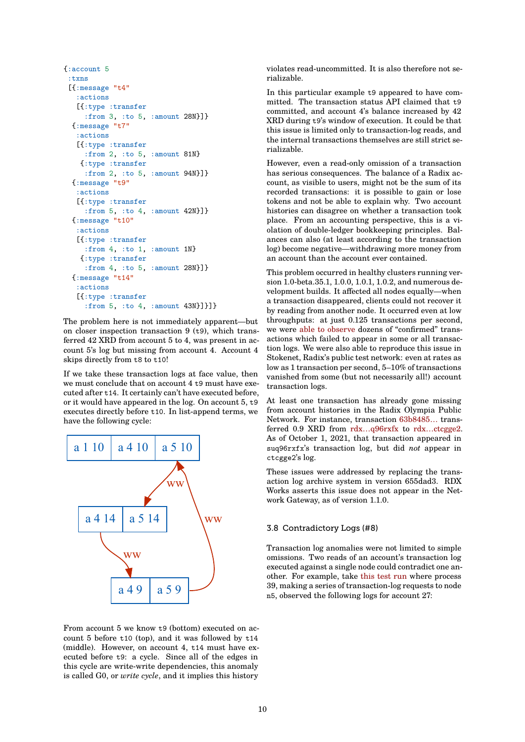```
{:account 5
 :txns
 [{:message "t4"
   :actions
   [{:type :transfer
     :from 3, :to 5, :amount 28N}]}
  {:message "t7"
   :actions
   [{:type :transfer
     :from 2, :to 5, :amount 81N}
    {:type :transfer
     :from 2, :to 5, :amount 94N}]}
  {:message "t9"
   :actions
   [{:type :transfer
     :from 5, :to 4, :amount 42N}]}
  {:message "t10"
   :actions
   [{:type :transfer
     :from 4, :to 1, :amount 1N}
    {:type :transfer
     :from 4, :to 5, :amount 28N}]}
  {:message "t14"
   :actions
   [{:type :transfer
     :from 5, :to 4, :amount 43N}]}]}
```

The problem here is not immediately apparent—but on closer inspection transaction 9 (`t9`), which transferred 42 XRD from account 5 to 4, was present in account 5's log but missing from account 4. Account 4 skips directly from `t8` to `t10`!

If we take these transaction logs at face value, then we must conclude that on account 4 `t9` must have executed after `t14`. It certainly can't have executed before, or it would have appeared in the log. On account 5, `t9` executes directly before `t10`. In list-append terms, we have the following cycle:

From account 5 we know `t9` (bottom) executed on account 5 before `t10` (top), and it was followed by `t14` (middle). However, on account 4, `t14` must have executed before `t9`: a cycle. Since all of the edges in this cycle are write-write dependencies, this anomaly is called G0, or *write cycle*, and it implies this history violates read-uncommitted. It is also therefore not serializable.

In this particular example `t9` appeared to have committed. The transaction status API claimed that `t9` committed, and account 4's balance increased by 42 XRD during `t9`'s window of execution. It could be that this issue is limited only to transaction-log reads, and the internal transactions themselves are still strict serializable.

However, even a read-only omission of a transaction has serious consequences. The balance of a Radix account, as visible to users, might not be the sum of its recorded transactions: it is possible to gain or lose tokens and not be able to explain why. Two account histories can disagree on whether a transaction took place. From an accounting perspective, this is a violation of double-ledger bookkeeping principles. Balances can also (at least according to the transaction log) become negative—withdrawing more money from an account than the account ever contained.

This problem occurred in healthy clusters running version 1.0-beta.35.1, 1.0.0, 1.0.1, 1.0.2, and numerous development builds. It affected all nodes equally—when a transaction disappeared, clients could not recover it by reading from another node. It occurred even at low throughputs: at just 0.125 transactions per second, we were able to observe dozens of "confirmed" transactions which failed to appear in some or all transaction logs. We were also able to reproduce this issue in Stokenet, Radix's public test network: even at rates as low as 1 transaction per second, 5–10% of transactions vanished from some (but not necessarily all!) account transaction logs.

At least one transaction has already gone missing from account histories in the Radix Olympia Public Network. For instance, transaction 63b8485… transferred 0.9 XRD from rdx…q96rxfx to rdx…ctcgge2. As of October 1, 2021, that transaction appeared in `suq96rxfx`'s transaction log, but did *not* appear in `ctcgge2`'s log.

These issues were addressed by replacing the transaction log archive system in version 655dad3. RDX Works asserts this issue does not appear in the Network Gateway, as of version 1.1.0.

### 3.8 Contradictory Logs (#8)

Transaction log anomalies were not limited to simple omissions. Two reads of an account's transaction log executed against a single node could contradict one another. For example, take this test run where process 39, making a series of transaction-log requests to node `n5`, observed the following logs for account 27: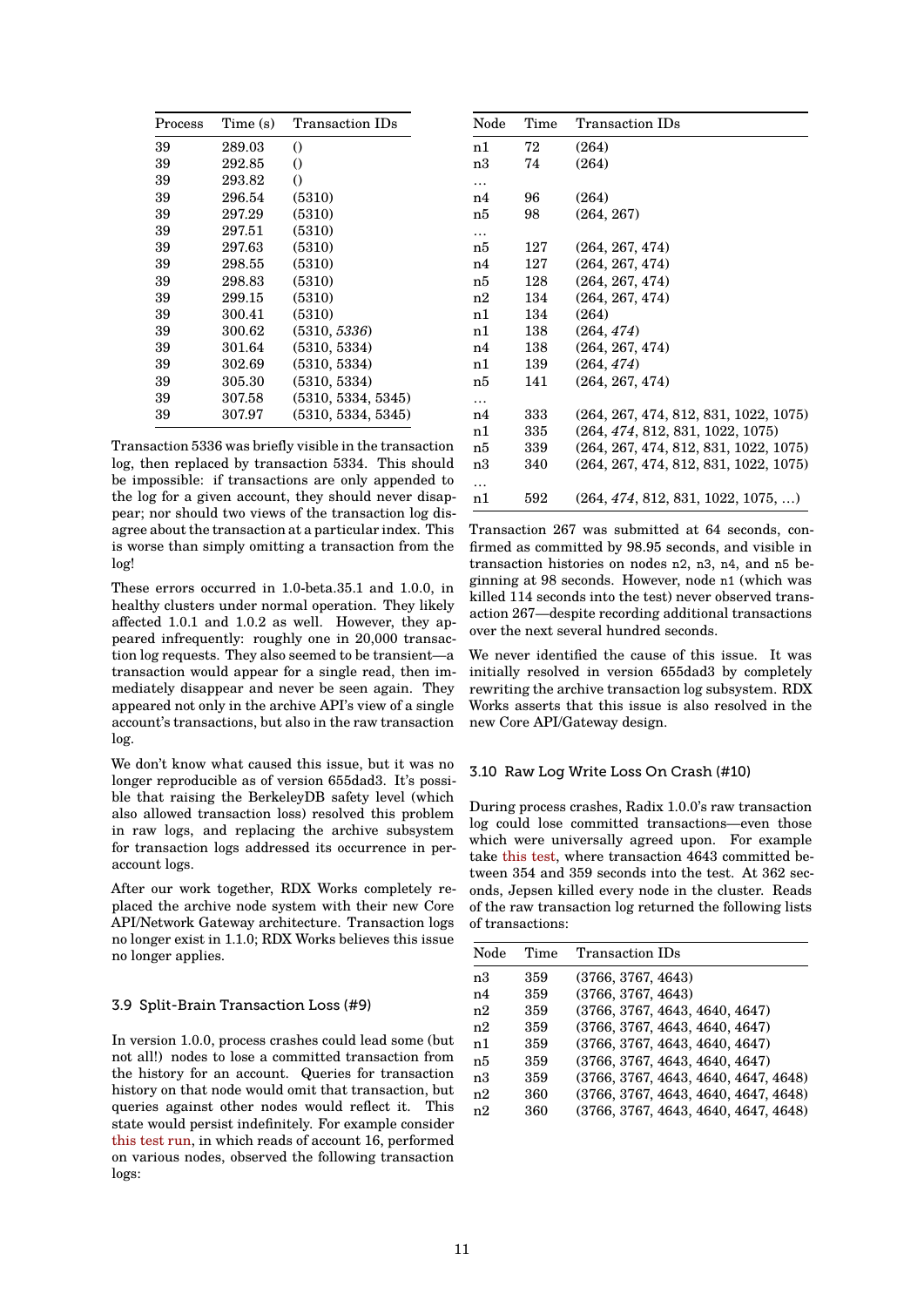| Process | Time (s) | Transaction IDs |
|---|---|---|
| 39 | 289.03 | () |
| 39 | 292.85 | () |
| 39 | 293.82 | () |
| 39 | 296.54 | (5310) |
| 39 | 297.29 | (5310) |
| 39 | 297.51 | (5310) |
| 39 | 297.63 | (5310) |
| 39 | 298.55 | (5310) |
| 39 | 298.83 | (5310) |
| 39 | 299.15 | (5310) |
| 39 | 300.41 | (5310) |
| 39 | 300.62 | (5310, *5336*) |
| 39 | 301.64 | (5310, 5334) |
| 39 | 302.69 | (5310, 5334) |
| 39 | 305.30 | (5310, 5334) |
| 39 | 307.58 | (5310, 5334, 5345) |
| 39 | 307.97 | (5310, 5334, 5345) |

Transaction 5336 was briefly visible in the transaction log, then replaced by transaction 5334. This should be impossible: if transactions are only appended to the log for a given account, they should never disappear; nor should two views of the transaction log disagree about the transaction at a particular index. This is worse than simply omitting a transaction from the log!

These errors occurred in 1.0-beta.35.1 and 1.0.0, in healthy clusters under normal operation. They likely affected 1.0.1 and 1.0.2 as well. However, they appeared infrequently: roughly one in 20,000 transaction log requests. They also seemed to be transient—a transaction would appear for a single read, then immediately disappear and never be seen again. They appeared not only in the archive API's view of a single account's transactions, but also in the raw transaction log.

We don't know what caused this issue, but it was no longer reproducible as of version 655dad3. It's possible that raising the BerkeleyDB safety level (which also allowed transaction loss) resolved this problem in raw logs, and replacing the archive subsystem for transaction logs addressed its occurrence in per-account logs.

After our work together, RDX Works completely replaced the archive node system with their new Core API/Network Gateway architecture. Transaction logs no longer exist in 1.1.0; RDX Works believes this issue no longer applies.

### 3.9 Split-Brain Transaction Loss (#9)

In version 1.0.0, process crashes could lead some (but not all!) nodes to lose a committed transaction from the history for an account. Queries for transaction history on that node would omit that transaction, but queries against other nodes would reflect it. This state would persist indefinitely. For example consider this test run, in which reads of account 16, performed on various nodes, observed the following transaction logs:

| Node | Time | Transaction IDs |
|---|---|---|
| n1 | 72 | (264) |
| n3 | 74 | (264) |
| … | | |
| n4 | 96 | (264) |
| n5 | 98 | (264, 267) |
| … | | |
| n5 | 127 | (264, 267, 474) |
| n4 | 127 | (264, 267, 474) |
| n5 | 128 | (264, 267, 474) |
| n2 | 134 | (264, 267, 474) |
| n1 | 134 | (264) |
| n1 | 138 | (264, *474*) |
| n4 | 138 | (264, 267, 474) |
| n1 | 139 | (264, *474*) |
| n5 | 141 | (264, 267, 474) |
| … | | |
| n4 | 333 | (264, 267, 474, 812, 831, 1022, 1075) |
| n1 | 335 | (264, *474*, 812, 831, 1022, 1075) |
| n5 | 339 | (264, 267, 474, 812, 831, 1022, 1075) |
| n3 | 340 | (264, 267, 474, 812, 831, 1022, 1075) |
| … | | |
| n1 | 592 | (264, *474*, 812, 831, 1022, 1075, …) |

Transaction 267 was submitted at 64 seconds, confirmed as committed by 98.95 seconds, and visible in transaction histories on nodes n2, n3, n4, and n5 beginning at 98 seconds. However, node n1 (which was killed 114 seconds into the test) never observed transaction 267—despite recording additional transactions over the next several hundred seconds.

We never identified the cause of this issue. It was initially resolved in version 655dad3 by completely rewriting the archive transaction log subsystem. RDX Works asserts that this issue is also resolved in the new Core API/Gateway design.

### 3.10 Raw Log Write Loss On Crash (#10)

During process crashes, Radix 1.0.0's raw transaction log could lose committed transactions—even those which were universally agreed upon. For example take this test, where transaction 4643 committed between 354 and 359 seconds into the test. At 362 seconds, Jepsen killed every node in the cluster. Reads of the raw transaction log returned the following lists of transactions:

| Node | Time | Transaction IDs |
|---|---|---|
| n3 | 359 | (3766, 3767, 4643) |
| n4 | 359 | (3766, 3767, 4643) |
| n2 | 359 | (3766, 3767, 4643, 4640, 4647) |
| n2 | 359 | (3766, 3767, 4643, 4640, 4647) |
| n1 | 359 | (3766, 3767, 4643, 4640, 4647) |
| n5 | 359 | (3766, 3767, 4643, 4640, 4647) |
| n3 | 359 | (3766, 3767, 4643, 4640, 4647, 4648) |
| n2 | 360 | (3766, 3767, 4643, 4640, 4647, 4648) |
| n2 | 360 | (3766, 3767, 4643, 4640, 4647, 4648) |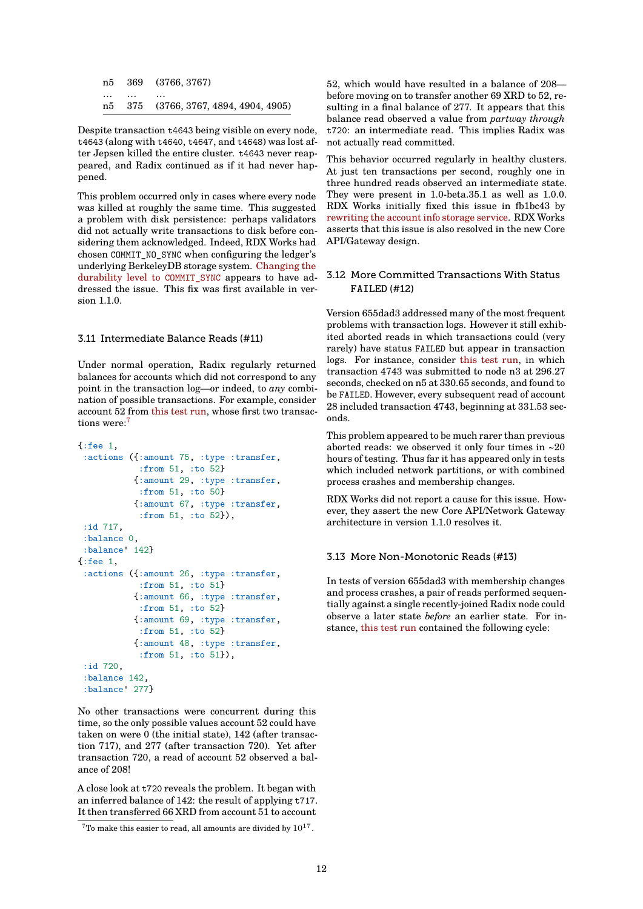| | | |
|---|---|---|
| n5 | 369 | (3766, 3767) |
| … | … | … |
| n5 | 375 | (3766, 3767, 4894, 4904, 4905) |

Despite transaction t4643 being visible on every node, t4643 (along with t4640, t4647, and t4648) was lost after Jepsen killed the entire cluster. t4643 never reappeared, and Radix continued as if it had never happened.

This problem occurred only in cases where every node was killed at roughly the same time. This suggested a problem with disk persistence: perhaps validators did not actually write transactions to disk before considering them acknowledged. Indeed, RDX Works had chosen `COMMIT_NO_SYNC` when configuring the ledger's underlying BerkeleyDB storage system. Changing the durability level to `COMMIT_SYNC` appears to have addressed the issue. This fix was first available in version 1.1.0.

### 3.11 Intermediate Balance Reads (#11)

Under normal operation, Radix regularly returned balances for accounts which did not correspond to any point in the transaction log—or indeed, to *any* combination of possible transactions. For example, consider account 52 from this test run, whose first two transactions were:[7]

```
{:fee 1,
 :actions ({:amount 75, :type :transfer,
            :from 51, :to 52}
           {:amount 29, :type :transfer,
            :from 51, :to 50}
           {:amount 67, :type :transfer,
            :from 51, :to 52}),
 :id 717,
 :balance 0,
 :balance' 142}
{:fee 1,
 :actions ({:amount 26, :type :transfer,
            :from 51, :to 51}
           {:amount 66, :type :transfer,
            :from 51, :to 52}
           {:amount 69, :type :transfer,
            :from 51, :to 52}
           {:amount 48, :type :transfer,
            :from 51, :to 51}),
 :id 720,
 :balance 142,
 :balance' 277}
```

No other transactions were concurrent during this time, so the only possible values account 52 could have taken on were 0 (the initial state), 142 (after transaction 717), and 277 (after transaction 720). Yet after transaction 720, a read of account 52 observed a balance of 208!

A close look at t720 reveals the problem. It began with an inferred balance of 142: the result of applying t717. It then transferred 66 XRD from account 51 to account 52, which would have resulted in a balance of 208—before moving on to transfer another 69 XRD to 52, resulting in a final balance of 277. It appears that this balance read observed a value from *partway through* t720: an intermediate read. This implies Radix was not actually read committed.

This behavior occurred regularly in healthy clusters. At just ten transactions per second, roughly one in three hundred reads observed an intermediate state. They were present in 1.0-beta.35.1 as well as 1.0.0. RDX Works initially fixed this issue in fb1bc43 by rewriting the account info storage service. RDX Works asserts that this issue is also resolved in the new Core API/Gateway design.

[7] To make this easier to read, all amounts are divided by $10^{17}$.

### 3.12 More Committed Transactions With Status FAILED (#12)

Version 655dad3 addressed many of the most frequent problems with transaction logs. However it still exhibited aborted reads in which transactions could (very rarely) have status `FAILED` but appear in transaction logs. For instance, consider this test run, in which transaction 4743 was submitted to node n3 at 296.27 seconds, checked on n5 at 330.65 seconds, and found to be `FAILED`. However, every subsequent read of account 28 included transaction 4743, beginning at 331.53 seconds.

This problem appeared to be much rarer than previous aborted reads: we observed it only four times in ~20 hours of testing. Thus far it has appeared only in tests which included network partitions, or with combined process crashes and membership changes.

RDX Works did not report a cause for this issue. However, they assert the new Core API/Network Gateway architecture in version 1.1.0 resolves it.

### 3.13 More Non-Monotonic Reads (#13)

In tests of version 655dad3 with membership changes and process crashes, a pair of reads performed sequentially against a single recently-joined Radix node could observe a later state *before* an earlier state. For instance, this test run contained the following cycle: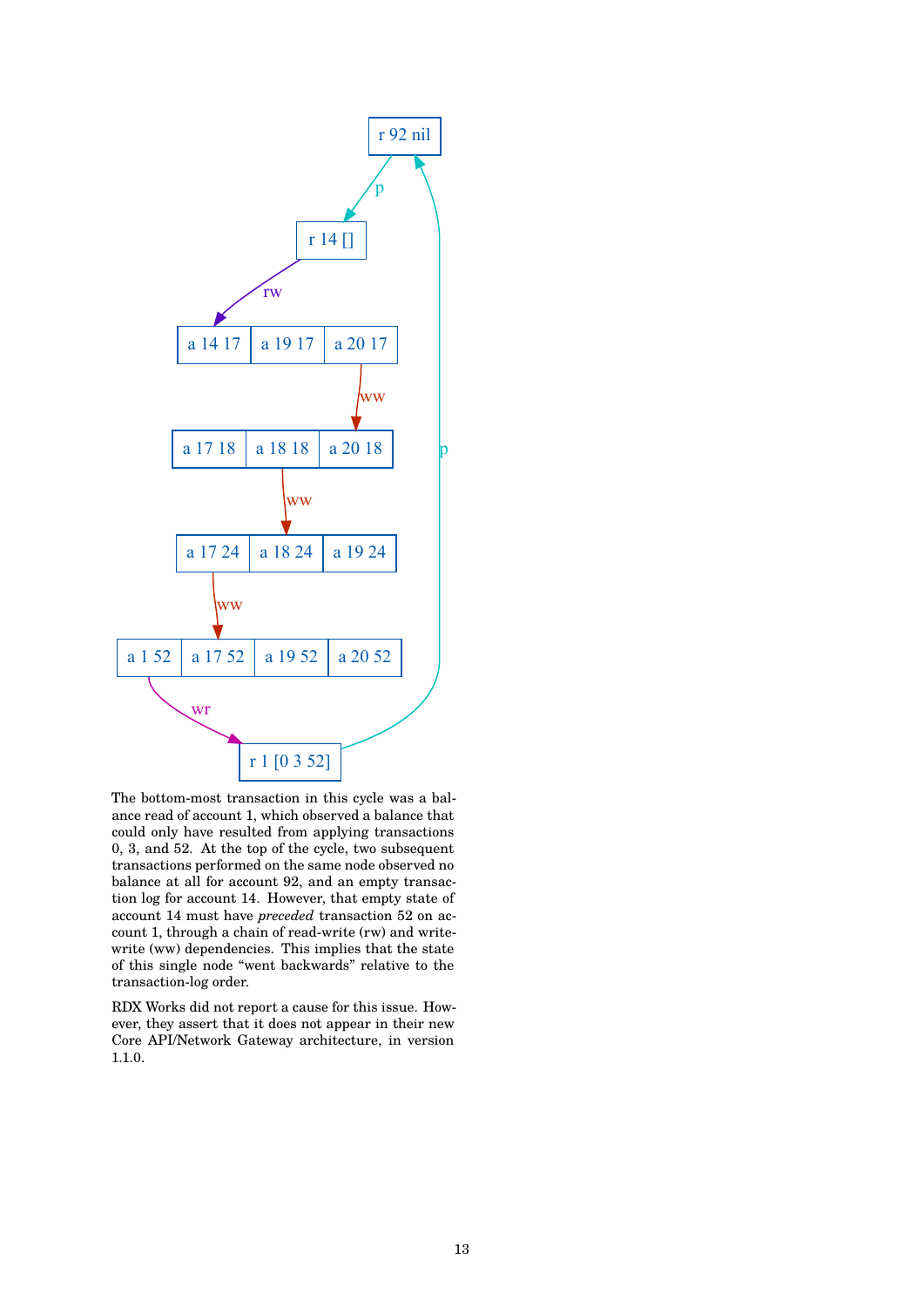The bottom-most transaction in this cycle was a balance read of account 1, which observed a balance that could only have resulted from applying transactions 0, 3, and 52. At the top of the cycle, two subsequent transactions performed on the same node observed no balance at all for account 92, and an empty transaction log for account 14. However, that empty state of account 14 must have *preceded* transaction 52 on account 1, through a chain of read-write (rw) and write-write (ww) dependencies. This implies that the state of this single node "went backwards" relative to the transaction-log order.

RDX Works did not report a cause for this issue. However, they assert that it does not appear in their new Core API/Network Gateway architecture, in version 1.1.0.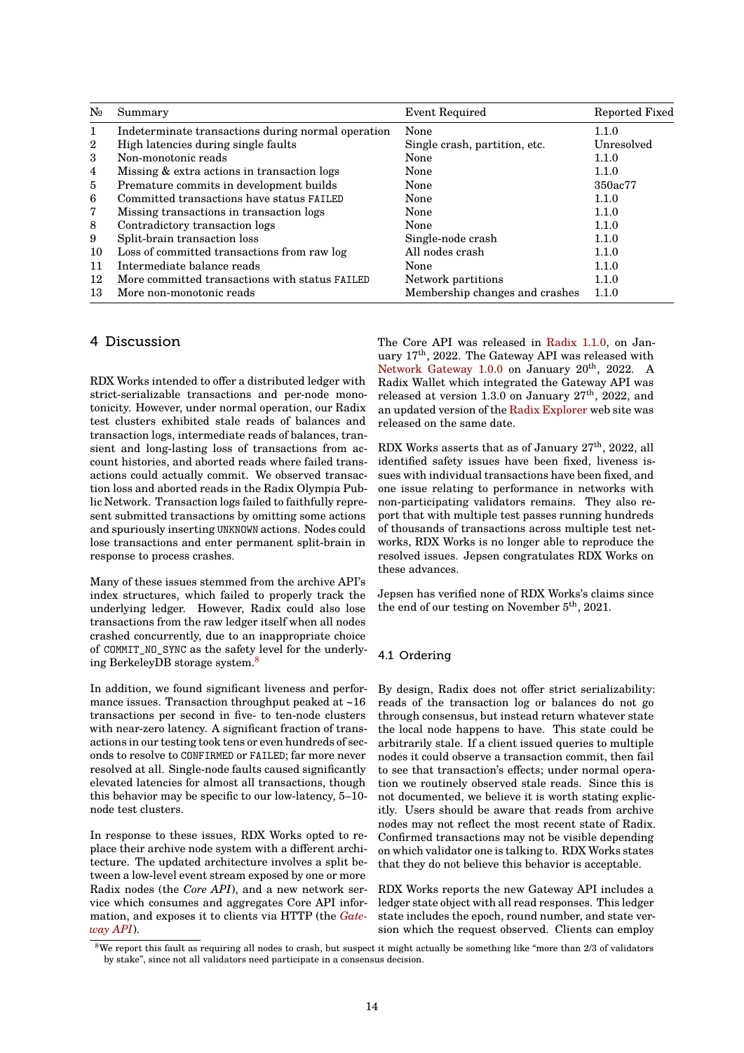| № | Summary | Event Required | Reported Fixed |
|---|---|---|---|
| 1 | Indeterminate transactions during normal operation | None | 1.1.0 |
| 2 | High latencies during single faults | Single crash, partition, etc. | Unresolved |
| 3 | Non-monotonic reads | None | 1.1.0 |
| 4 | Missing & extra actions in transaction logs | None | 1.1.0 |
| 5 | Premature commits in development builds | None | 350ac77 |
| 6 | Committed transactions have status `FAILED` | None | 1.1.0 |
| 7 | Missing transactions in transaction logs | None | 1.1.0 |
| 8 | Contradictory transaction logs | None | 1.1.0 |
| 9 | Split-brain transaction loss | Single-node crash | 1.1.0 |
| 10 | Loss of committed transactions from raw log | All nodes crash | 1.1.0 |
| 11 | Intermediate balance reads | None | 1.1.0 |
| 12 | More committed transactions with status `FAILED` | Network partitions | 1.1.0 |
| 13 | More non-monotonic reads | Membership changes and crashes | 1.1.0 |

## 4 Discussion

RDX Works intended to offer a distributed ledger with strict-serializable transactions and per-node monotonicity. However, under normal operation, our Radix test clusters exhibited stale reads of balances and transaction logs, intermediate reads of balances, transient and long-lasting loss of transactions from account histories, and aborted reads where failed transactions could actually commit. We observed transaction loss and aborted reads in the Radix Olympia Public Network. Transaction logs failed to faithfully represent submitted transactions by omitting some actions and spuriously inserting `UNKNOWN` actions. Nodes could lose transactions and enter permanent split-brain in response to process crashes.

Many of these issues stemmed from the archive API's index structures, which failed to properly track the underlying ledger. However, Radix could also lose transactions from the raw ledger itself when all nodes crashed concurrently, due to an inappropriate choice of `COMMIT_NO_SYNC` as the safety level for the underlying BerkeleyDB storage system.[8]

In addition, we found significant liveness and performance issues. Transaction throughput peaked at ~16 transactions per second in five- to ten-node clusters with near-zero latency. A significant fraction of transactions in our testing took tens or even hundreds of seconds to resolve to `CONFIRMED` or `FAILED`; far more never resolved at all. Single-node faults caused significantly elevated latencies for almost all transactions, though this behavior may be specific to our low-latency, 5–10-node test clusters.

In response to these issues, RDX Works opted to replace their archive node system with a different architecture. The updated architecture involves a split between a low-level event stream exposed by one or more Radix nodes (the *Core API*), and a new network service which consumes and aggregates Core API information, and exposes it to clients via HTTP (the *Gateway API*).

The Core API was released in Radix 1.1.0, on January 17th, 2022. The Gateway API was released with Network Gateway 1.0.0 on January 20th, 2022. A Radix Wallet which integrated the Gateway API was released at version 1.3.0 on January 27th, 2022, and an updated version of the Radix Explorer web site was released on the same date.

RDX Works asserts that as of January 27th, 2022, all identified safety issues have been fixed, liveness issues with individual transactions have been fixed, and one issue relating to performance in networks with non-participating validators remains. They also report that with multiple test passes running hundreds of thousands of transactions across multiple test networks, RDX Works is no longer able to reproduce the resolved issues. Jepsen congratulates RDX Works on these advances.

Jepsen has verified none of RDX Works's claims since the end of our testing on November 5th, 2021.

### 4.1 Ordering

By design, Radix does not offer strict serializability: reads of the transaction log or balances do not go through consensus, but instead return whatever state the local node happens to have. This state could be arbitrarily stale. If a client issued queries to multiple nodes it could observe a transaction commit, then fail to see that transaction's effects; under normal operation we routinely observed stale reads. Since this is not documented, we believe it is worth stating explicitly. Users should be aware that reads from archive nodes may not reflect the most recent state of Radix. Confirmed transactions may not be visible depending on which validator one is talking to. RDX Works states that they do not believe this behavior is acceptable.

RDX Works reports the new Gateway API includes a ledger state object with all read responses. This ledger state includes the epoch, round number, and state version which the request observed. Clients can employ

[8] We report this fault as requiring all nodes to crash, but suspect it might actually be something like "more than 2/3 of validators by stake", since not all validators need participate in a consensus decision.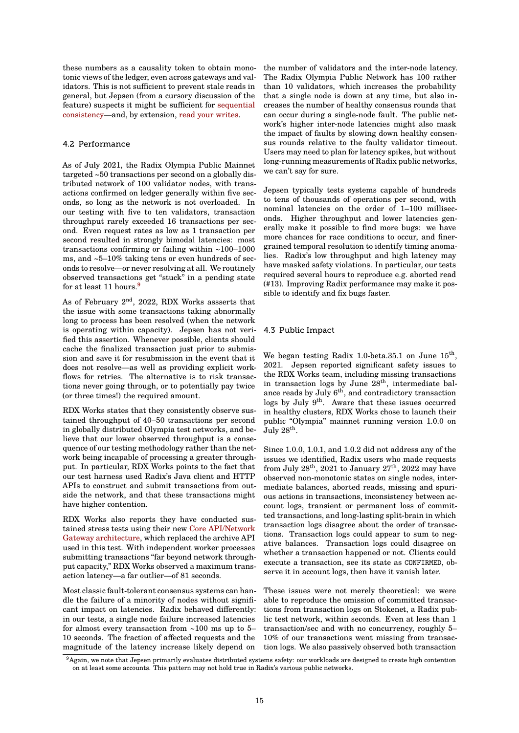these numbers as a causality token to obtain monotonic views of the ledger, even across gateways and validators. This is not sufficient to prevent stale reads in general, but Jepsen (from a cursory discussion of the feature) suspects it might be sufficient for sequential consistency—and, by extension, read your writes.

### 4.2 Performance

As of July 2021, the Radix Olympia Public Mainnet targeted ~50 transactions per second on a globally distributed network of 100 validator nodes, with transactions confirmed on ledger generally within five seconds, so long as the network is not overloaded. In our testing with five to ten validators, transaction throughput rarely exceeded 16 transactions per second. Even request rates as low as 1 transaction per second resulted in strongly bimodal latencies: most transactions confirming or failing within ~100–1000 ms, and ~5–10% taking tens or even hundreds of seconds to resolve—or never resolving at all. We routinely observed transactions get "stuck" in a pending state for at least 11 hours.[9]

As of February 2nd, 2022, RDX Works assserts that the issue with some transactions taking abnormally long to process has been resolved (when the network is operating within capacity). Jepsen has not verified this assertion. Whenever possible, clients should cache the finalized transaction just prior to submission and save it for resubmission in the event that it does not resolve—as well as providing explicit workflows for retries. The alternative is to risk transactions never going through, or to potentially pay twice (or three times!) the required amount.

RDX Works states that they consistently observe sustained throughput of 40–50 transactions per second in globally distributed Olympia test networks, and believe that our lower observed throughput is a consequence of our testing methodology rather than the network being incapable of processing a greater throughput. In particular, RDX Works points to the fact that our test harness used Radix's Java client and HTTP APIs to construct and submit transactions from outside the network, and that these transactions might have higher contention.

RDX Works also reports they have conducted sustained stress tests using their new Core API/Network Gateway architecture, which replaced the archive API used in this test. With independent worker processes submitting transactions "far beyond network throughput capacity," RDX Works observed a maximum transaction latency—a far outlier—of 81 seconds.

Most classic fault-tolerant consensus systems can handle the failure of a minority of nodes without significant impact on latencies. Radix behaved differently: in our tests, a single node failure increased latencies for almost every transaction from ~100 ms up to 5–10 seconds. The fraction of affected requests and the magnitude of the latency increase likely depend on the number of validators and the inter-node latency. The Radix Olympia Public Network has 100 rather than 10 validators, which increases the probability that a single node is down at any time, but also increases the number of healthy consensus rounds that can occur during a single-node fault. The public network's higher inter-node latencies might also mask the impact of faults by slowing down healthy consensus rounds relative to the faulty validator timeout. Users may need to plan for latency spikes, but without long-running measurements of Radix public networks, we can't say for sure.

Jepsen typically tests systems capable of hundreds to tens of thousands of operations per second, with nominal latencies on the order of 1–100 milliseconds. Higher throughput and lower latencies generally make it possible to find more bugs: we have more chances for race conditions to occur, and finer-grained temporal resolution to identify timing anomalies. Radix's low throughput and high latency may have masked safety violations. In particular, our tests required several hours to reproduce e.g. aborted read (#13). Improving Radix performance may make it possible to identify and fix bugs faster.

### 4.3 Public Impact

We began testing Radix 1.0-beta.35.1 on June 15th, 2021. Jepsen reported significant safety issues to the RDX Works team, including missing transactions in transaction logs by June 28th, intermediate balance reads by July 6th, and contradictory transaction logs by July 9th. Aware that these issues occurred in healthy clusters, RDX Works chose to launch their public "Olympia" mainnet running version 1.0.0 on July 28th.

Since 1.0.0, 1.0.1, and 1.0.2 did not address any of the issues we identified, Radix users who made requests from July 28th, 2021 to January 27th, 2022 may have observed non-monotonic states on single nodes, intermediate balances, aborted reads, missing and spurious actions in transactions, inconsistency between account logs, transient or permanent loss of committed transactions, and long-lasting split-brain in which transaction logs disagree about the order of transactions. Transaction logs could appear to sum to negative balances. Transaction logs could disagree on whether a transaction happened or not. Clients could execute a transaction, see its state as `CONFIRMED`, observe it in account logs, then have it vanish later.

These issues were not merely theoretical: we were able to reproduce the omission of committed transactions from transaction logs on Stokenet, a Radix public test network, within seconds. Even at less than 1 transaction/sec and with no concurrency, roughly 5–10% of our transactions went missing from transaction logs. We also passively observed both transaction

[9] Again, we note that Jepsen primarily evaluates distributed systems safety: our workloads are designed to create high contention on at least some accounts. This pattern may not hold true in Radix's various public networks.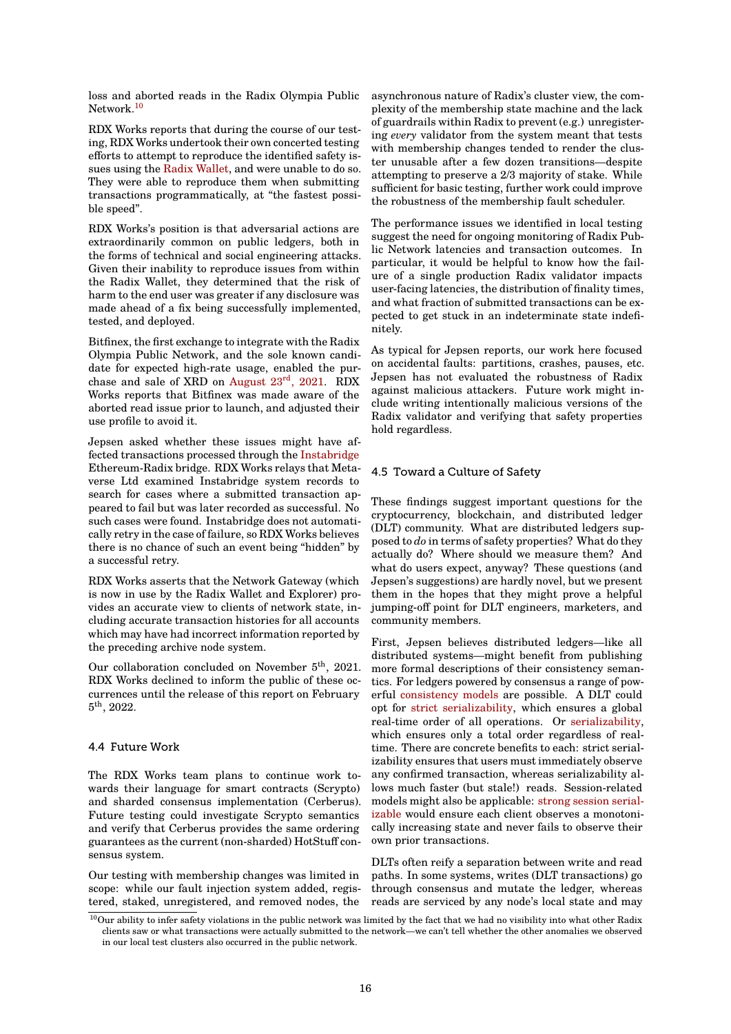loss and aborted reads in the Radix Olympia Public Network.[10]

RDX Works reports that during the course of our testing, RDX Works undertook their own concerted testing efforts to attempt to reproduce the identified safety issues using the Radix Wallet, and were unable to do so. They were able to reproduce them when submitting transactions programmatically, at "the fastest possible speed".

RDX Works's position is that adversarial actions are extraordinarily common on public ledgers, both in the forms of technical and social engineering attacks. Given their inability to reproduce issues from within the Radix Wallet, they determined that the risk of harm to the end user was greater if any disclosure was made ahead of a fix being successfully implemented, tested, and deployed.

Bitfinex, the first exchange to integrate with the Radix Olympia Public Network, and the sole known candidate for expected high-rate usage, enabled the purchase and sale of XRD on August 23rd, 2021. RDX Works reports that Bitfinex was made aware of the aborted read issue prior to launch, and adjusted their use profile to avoid it.

Jepsen asked whether these issues might have affected transactions processed through the Instabridge Ethereum-Radix bridge. RDX Works relays that Metaverse Ltd examined Instabridge system records to search for cases where a submitted transaction appeared to fail but was later recorded as successful. No such cases were found. Instabridge does not automatically retry in the case of failure, so RDX Works believes there is no chance of such an event being "hidden" by a successful retry.

RDX Works asserts that the Network Gateway (which is now in use by the Radix Wallet and Explorer) provides an accurate view to clients of network state, including accurate transaction histories for all accounts which may have had incorrect information reported by the preceding archive node system.

Our collaboration concluded on November 5th, 2021. RDX Works declined to inform the public of these occurrences until the release of this report on February 5th, 2022.

### 4.4 Future Work

The RDX Works team plans to continue work towards their language for smart contracts (Scrypto) and sharded consensus implementation (Cerberus). Future testing could investigate Scrypto semantics and verify that Cerberus provides the same ordering guarantees as the current (non-sharded) HotStuff consensus system.

Our testing with membership changes was limited in scope: while our fault injection system added, registered, staked, unregistered, and removed nodes, the asynchronous nature of Radix's cluster view, the complexity of the membership state machine and the lack of guardrails within Radix to prevent (e.g.) unregistering *every* validator from the system meant that tests with membership changes tended to render the cluster unusable after a few dozen transitions—despite attempting to preserve a 2/3 majority of stake. While sufficient for basic testing, further work could improve the robustness of the membership fault scheduler.

The performance issues we identified in local testing suggest the need for ongoing monitoring of Radix Public Network latencies and transaction outcomes. In particular, it would be helpful to know how the failure of a single production Radix validator impacts user-facing latencies, the distribution of finality times, and what fraction of submitted transactions can be expected to get stuck in an indeterminate state indefinitely.

As typical for Jepsen reports, our work here focused on accidental faults: partitions, crashes, pauses, etc. Jepsen has not evaluated the robustness of Radix against malicious attackers. Future work might include writing intentionally malicious versions of the Radix validator and verifying that safety properties hold regardless.

### 4.5 Toward a Culture of Safety

These findings suggest important questions for the cryptocurrency, blockchain, and distributed ledger (DLT) community. What are distributed ledgers supposed to *do* in terms of safety properties? What do they actually do? Where should we measure them? And what do users expect, anyway? These questions (and Jepsen's suggestions) are hardly novel, but we present them in the hopes that they might prove a helpful jumping-off point for DLT engineers, marketers, and community members.

First, Jepsen believes distributed ledgers—like all distributed systems—might benefit from publishing more formal descriptions of their consistency semantics. For ledgers powered by consensus a range of powerful consistency models are possible. A DLT could opt for strict serializability, which ensures a global real-time order of all operations. Or serializability, which ensures only a total order regardless of real-time. There are concrete benefits to each: strict serializability ensures that users must immediately observe any confirmed transaction, whereas serializability allows much faster (but stale!) reads. Session-related models might also be applicable: strong session serializable would ensure each client observes a monotonically increasing state and never fails to observe their own prior transactions.

DLTs often reify a separation between write and read paths. In some systems, writes (DLT transactions) go through consensus and mutate the ledger, whereas reads are serviced by any node's local state and may

[10] Our ability to infer safety violations in the public network was limited by the fact that we had no visibility into what other Radix clients saw or what transactions were actually submitted to the network—we can't tell whether the other anomalies we observed in our local test clusters also occurred in the public network.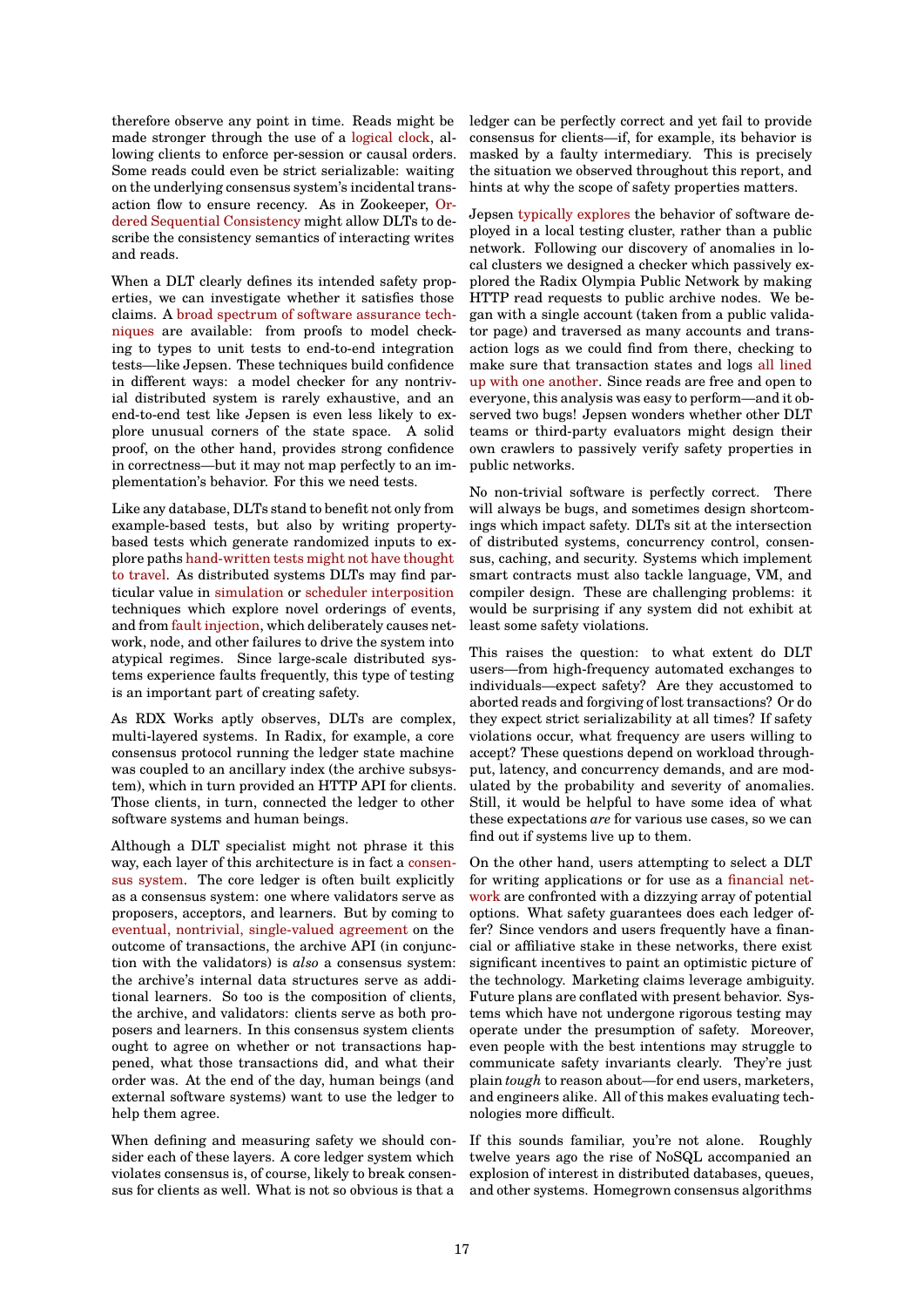therefore observe any point in time. Reads might be made stronger through the use of a logical clock, allowing clients to enforce per-session or causal orders. Some reads could even be strict serializable: waiting on the underlying consensus system's incidental transaction flow to ensure recency. As in Zookeeper, Ordered Sequential Consistency might allow DLTs to describe the consistency semantics of interacting writes and reads.

When a DLT clearly defines its intended safety properties, we can investigate whether it satisfies those claims. A broad spectrum of software assurance techniques are available: from proofs to model checking to types to unit tests to end-to-end integration tests—like Jepsen. These techniques build confidence in different ways: a model checker for any nontrivial distributed system is rarely exhaustive, and an end-to-end test like Jepsen is even less likely to explore unusual corners of the state space. A solid proof, on the other hand, provides strong confidence in correctness—but it may not map perfectly to an implementation's behavior. For this we need tests.

Like any database, DLTs stand to benefit not only from example-based tests, but also by writing property-based tests which generate randomized inputs to explore paths hand-written tests might not have thought to travel. As distributed systems DLTs may find particular value in simulation or scheduler interposition techniques which explore novel orderings of events, and from fault injection, which deliberately causes network, node, and other failures to drive the system into atypical regimes. Since large-scale distributed systems experience faults frequently, this type of testing is an important part of creating safety.

As RDX Works aptly observes, DLTs are complex, multi-layered systems. In Radix, for example, a core consensus protocol running the ledger state machine was coupled to an ancillary index (the archive subsystem), which in turn provided an HTTP API for clients. Those clients, in turn, connected the ledger to other software systems and human beings.

Although a DLT specialist might not phrase it this way, each layer of this architecture is in fact a consensus system. The core ledger is often built explicitly as a consensus system: one where validators serve as proposers, acceptors, and learners. But by coming to eventual, nontrivial, single-valued agreement on the outcome of transactions, the archive API (in conjunction with the validators) is *also* a consensus system: the archive's internal data structures serve as additional learners. So too is the composition of clients, the archive, and validators: clients serve as both proposers and learners. In this consensus system clients ought to agree on whether or not transactions happened, what those transactions did, and what their order was. At the end of the day, human beings (and external software systems) want to use the ledger to help them agree.

When defining and measuring safety we should consider each of these layers. A core ledger system which violates consensus is, of course, likely to break consensus for clients as well. What is not so obvious is that a ledger can be perfectly correct and yet fail to provide consensus for clients—if, for example, its behavior is masked by a faulty intermediary. This is precisely the situation we observed throughout this report, and hints at why the scope of safety properties matters.

Jepsen typically explores the behavior of software deployed in a local testing cluster, rather than a public network. Following our discovery of anomalies in local clusters we designed a checker which passively explored the Radix Olympia Public Network by making HTTP read requests to public archive nodes. We began with a single account (taken from a public validator page) and traversed as many accounts and transaction logs as we could find from there, checking to make sure that transaction states and logs all lined up with one another. Since reads are free and open to everyone, this analysis was easy to perform—and it observed two bugs! Jepsen wonders whether other DLT teams or third-party evaluators might design their own crawlers to passively verify safety properties in public networks.

No non-trivial software is perfectly correct. There will always be bugs, and sometimes design shortcomings which impact safety. DLTs sit at the intersection of distributed systems, concurrency control, consensus, caching, and security. Systems which implement smart contracts must also tackle language, VM, and compiler design. These are challenging problems: it would be surprising if any system did not exhibit at least some safety violations.

This raises the question: to what extent do DLT users—from high-frequency automated exchanges to individuals—expect safety? Are they accustomed to aborted reads and forgiving of lost transactions? Or do they expect strict serializability at all times? If safety violations occur, what frequency are users willing to accept? These questions depend on workload throughput, latency, and concurrency demands, and are modulated by the probability and severity of anomalies. Still, it would be helpful to have some idea of what these expectations *are* for various use cases, so we can find out if systems live up to them.

On the other hand, users attempting to select a DLT for writing applications or for use as a financial network are confronted with a dizzying array of potential options. What safety guarantees does each ledger offer? Since vendors and users frequently have a financial or affiliative stake in these networks, there exist significant incentives to paint an optimistic picture of the technology. Marketing claims leverage ambiguity. Future plans are conflated with present behavior. Systems which have not undergone rigorous testing may operate under the presumption of safety. Moreover, even people with the best intentions may struggle to communicate safety invariants clearly. They're just plain *tough* to reason about—for end users, marketers, and engineers alike. All of this makes evaluating technologies more difficult.

If this sounds familiar, you're not alone. Roughly twelve years ago the rise of NoSQL accompanied an explosion of interest in distributed databases, queues, and other systems. Homegrown consensus algorithms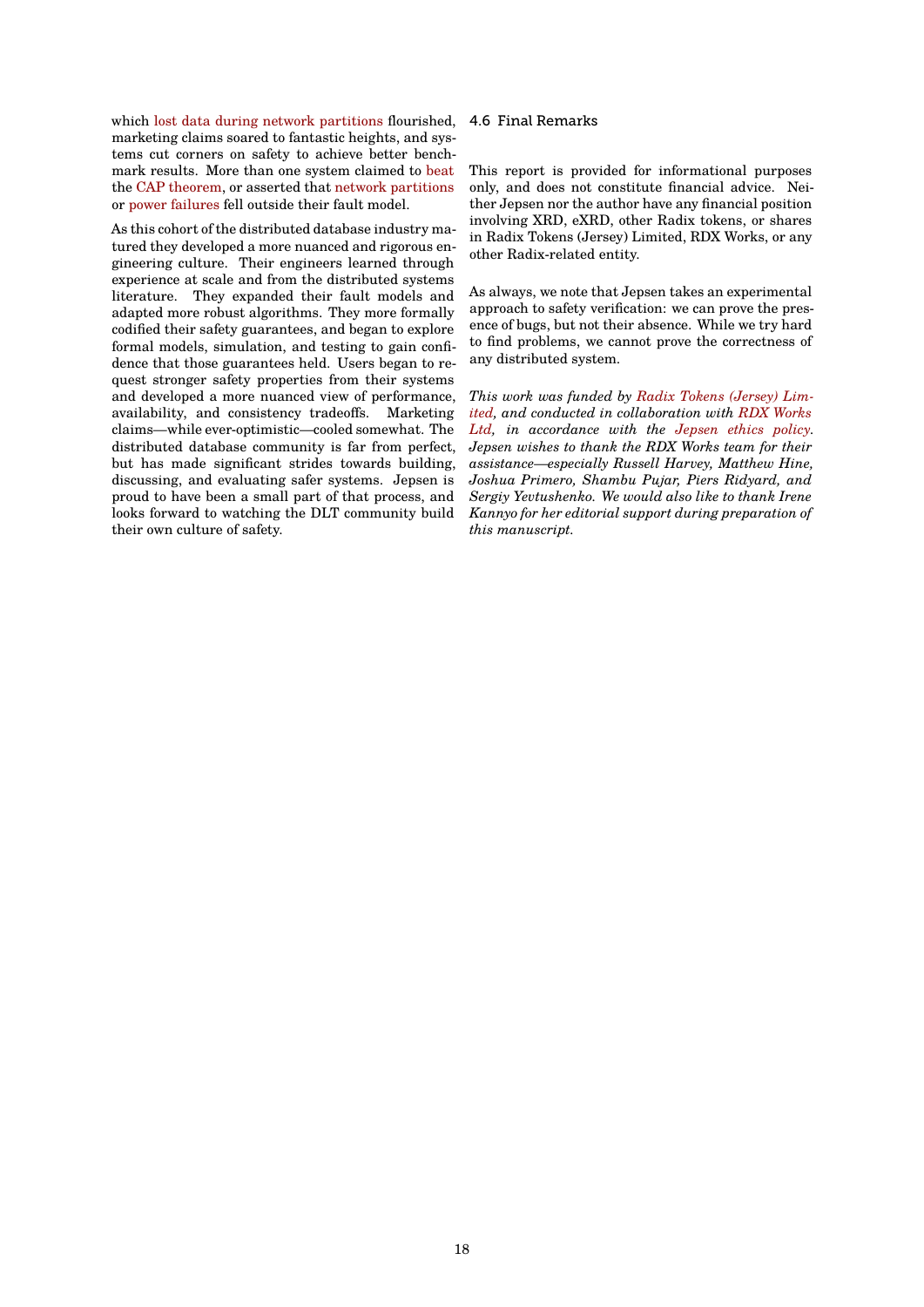which lost data during network partitions flourished, marketing claims soared to fantastic heights, and systems cut corners on safety to achieve better benchmark results. More than one system claimed to beat the CAP theorem, or asserted that network partitions or power failures fell outside their fault model.

As this cohort of the distributed database industry matured they developed a more nuanced and rigorous engineering culture. Their engineers learned through experience at scale and from the distributed systems literature. They expanded their fault models and adapted more robust algorithms. They more formally codified their safety guarantees, and began to explore formal models, simulation, and testing to gain confidence that those guarantees held. Users began to request stronger safety properties from their systems and developed a more nuanced view of performance, availability, and consistency tradeoffs. Marketing claims—while ever-optimistic—cooled somewhat. The distributed database community is far from perfect, but has made significant strides towards building, discussing, and evaluating safer systems. Jepsen is proud to have been a small part of that process, and looks forward to watching the DLT community build their own culture of safety.

### 4.6 Final Remarks

This report is provided for informational purposes only, and does not constitute financial advice. Neither Jepsen nor the author have any financial position involving XRD, eXRD, other Radix tokens, or shares in Radix Tokens (Jersey) Limited, RDX Works, or any other Radix-related entity.

As always, we note that Jepsen takes an experimental approach to safety verification: we can prove the presence of bugs, but not their absence. While we try hard to find problems, we cannot prove the correctness of any distributed system.

*This work was funded by Radix Tokens (Jersey) Limited, and conducted in collaboration with RDX Works Ltd, in accordance with the Jepsen ethics policy. Jepsen wishes to thank the RDX Works team for their assistance—especially Russell Harvey, Matthew Hine, Joshua Primero, Shambu Pujar, Piers Ridyard, and Sergiy Yevtushenko. We would also like to thank Irene Kannyo for her editorial support during preparation of this manuscript.*